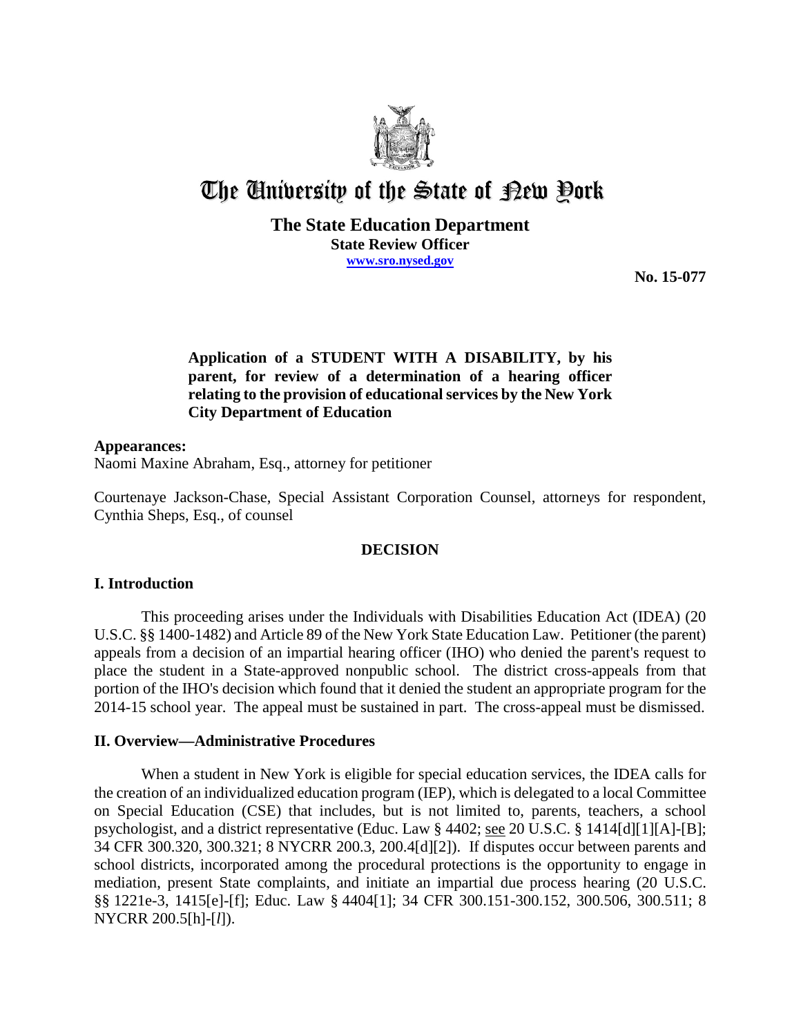# The University of the State of New York

**The State Education Department**
**State Review Officer**
**www.sro.nysed.gov**

**No. 15-077**

**Application of a STUDENT WITH A DISABILITY, by his parent, for review of a determination of a hearing officer relating to the provision of educational services by the New York City Department of Education**

**Appearances:**
Naomi Maxine Abraham, Esq., attorney for petitioner

Courtenaye Jackson-Chase, Special Assistant Corporation Counsel, attorneys for respondent, Cynthia Sheps, Esq., of counsel

## DECISION

## I. Introduction

This proceeding arises under the Individuals with Disabilities Education Act (IDEA) (20 U.S.C. §§ 1400-1482) and Article 89 of the New York State Education Law. Petitioner (the parent) appeals from a decision of an impartial hearing officer (IHO) who denied the parent's request to place the student in a State-approved nonpublic school. The district cross-appeals from that portion of the IHO's decision which found that it denied the student an appropriate program for the 2014-15 school year. The appeal must be sustained in part. The cross-appeal must be dismissed.

## II. Overview—Administrative Procedures

When a student in New York is eligible for special education services, the IDEA calls for the creation of an individualized education program (IEP), which is delegated to a local Committee on Special Education (CSE) that includes, but is not limited to, parents, teachers, a school psychologist, and a district representative (Educ. Law § 4402; see 20 U.S.C. § 1414[d][1][A]-[B]; 34 CFR 300.320, 300.321; 8 NYCRR 200.3, 200.4[d][2]). If disputes occur between parents and school districts, incorporated among the procedural protections is the opportunity to engage in mediation, present State complaints, and initiate an impartial due process hearing (20 U.S.C. §§ 1221e-3, 1415[e]-[f]; Educ. Law § 4404[1]; 34 CFR 300.151-300.152, 300.506, 300.511; 8 NYCRR 200.5[h]-[*l*]).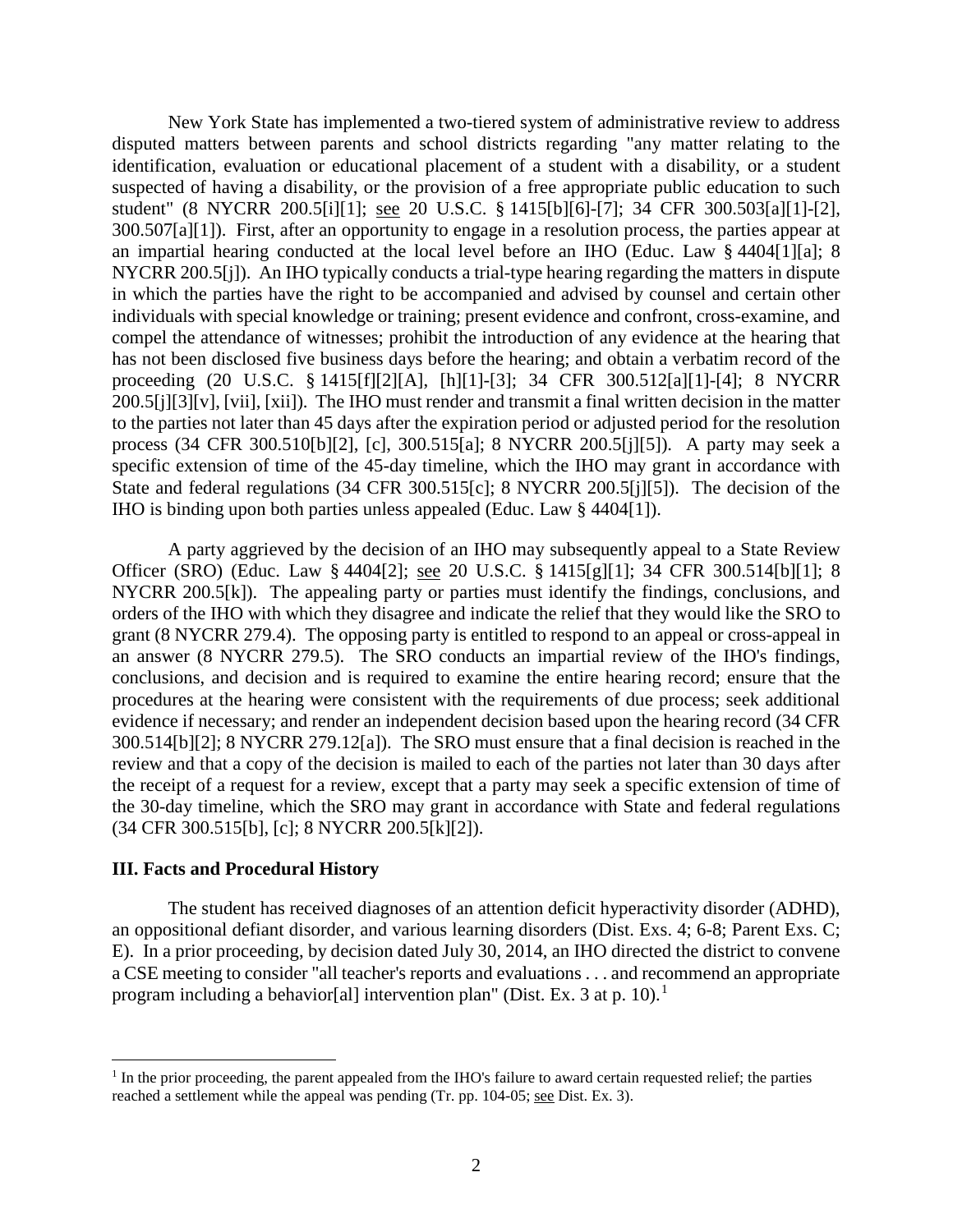New York State has implemented a two-tiered system of administrative review to address disputed matters between parents and school districts regarding "any matter relating to the identification, evaluation or educational placement of a student with a disability, or a student suspected of having a disability, or the provision of a free appropriate public education to such student" (8 NYCRR 200.5[i][1]; see 20 U.S.C. § 1415[b][6]-[7]; 34 CFR 300.503[a][1]-[2], 300.507[a][1]). First, after an opportunity to engage in a resolution process, the parties appear at an impartial hearing conducted at the local level before an IHO (Educ. Law § 4404[1][a]; 8 NYCRR 200.5[j]). An IHO typically conducts a trial-type hearing regarding the matters in dispute in which the parties have the right to be accompanied and advised by counsel and certain other individuals with special knowledge or training; present evidence and confront, cross-examine, and compel the attendance of witnesses; prohibit the introduction of any evidence at the hearing that has not been disclosed five business days before the hearing; and obtain a verbatim record of the proceeding (20 U.S.C. § 1415[f][2][A], [h][1]-[3]; 34 CFR 300.512[a][1]-[4]; 8 NYCRR 200.5[j][3][v], [vii], [xii]). The IHO must render and transmit a final written decision in the matter to the parties not later than 45 days after the expiration period or adjusted period for the resolution process (34 CFR 300.510[b][2], [c], 300.515[a]; 8 NYCRR 200.5[j][5]). A party may seek a specific extension of time of the 45-day timeline, which the IHO may grant in accordance with State and federal regulations (34 CFR 300.515[c]; 8 NYCRR 200.5[j][5]). The decision of the IHO is binding upon both parties unless appealed (Educ. Law § 4404[1]).

A party aggrieved by the decision of an IHO may subsequently appeal to a State Review Officer (SRO) (Educ. Law § 4404[2]; see 20 U.S.C. § 1415[g][1]; 34 CFR 300.514[b][1]; 8 NYCRR 200.5[k]). The appealing party or parties must identify the findings, conclusions, and orders of the IHO with which they disagree and indicate the relief that they would like the SRO to grant (8 NYCRR 279.4). The opposing party is entitled to respond to an appeal or cross-appeal in an answer (8 NYCRR 279.5). The SRO conducts an impartial review of the IHO's findings, conclusions, and decision and is required to examine the entire hearing record; ensure that the procedures at the hearing were consistent with the requirements of due process; seek additional evidence if necessary; and render an independent decision based upon the hearing record (34 CFR 300.514[b][2]; 8 NYCRR 279.12[a]). The SRO must ensure that a final decision is reached in the review and that a copy of the decision is mailed to each of the parties not later than 30 days after the receipt of a request for a review, except that a party may seek a specific extension of time of the 30-day timeline, which the SRO may grant in accordance with State and federal regulations (34 CFR 300.515[b], [c]; 8 NYCRR 200.5[k][2]).

## III. Facts and Procedural History

The student has received diagnoses of an attention deficit hyperactivity disorder (ADHD), an oppositional defiant disorder, and various learning disorders (Dist. Exs. 4; 6-8; Parent Exs. C; E). In a prior proceeding, by decision dated July 30, 2014, an IHO directed the district to convene a CSE meeting to consider "all teacher's reports and evaluations . . . and recommend an appropriate program including a behavior[al] intervention plan" (Dist. Ex. 3 at p. 10).[1]

[1] In the prior proceeding, the parent appealed from the IHO's failure to award certain requested relief; the parties reached a settlement while the appeal was pending (Tr. pp. 104-05; see Dist. Ex. 3).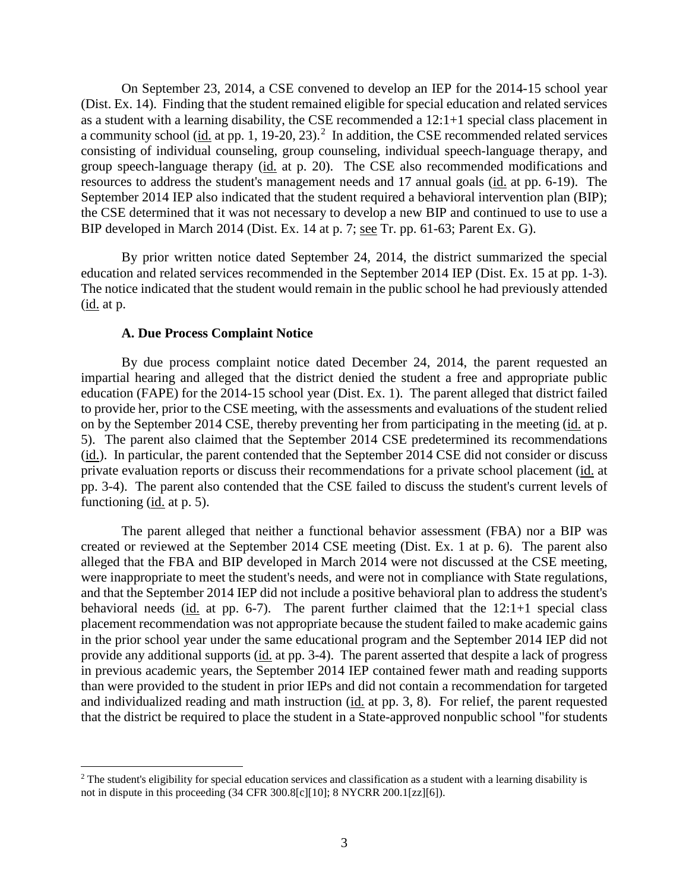On September 23, 2014, a CSE convened to develop an IEP for the 2014-15 school year (Dist. Ex. 14). Finding that the student remained eligible for special education and related services as a student with a learning disability, the CSE recommended a 12:1+1 special class placement in a community school (id. at pp. 1, 19-20, 23).[2] In addition, the CSE recommended related services consisting of individual counseling, group counseling, individual speech-language therapy, and group speech-language therapy (id. at p. 20). The CSE also recommended modifications and resources to address the student's management needs and 17 annual goals (id. at pp. 6-19). The September 2014 IEP also indicated that the student required a behavioral intervention plan (BIP); the CSE determined that it was not necessary to develop a new BIP and continued to use to use a BIP developed in March 2014 (Dist. Ex. 14 at p. 7; see Tr. pp. 61-63; Parent Ex. G).

By prior written notice dated September 24, 2014, the district summarized the special education and related services recommended in the September 2014 IEP (Dist. Ex. 15 at pp. 1-3). The notice indicated that the student would remain in the public school he had previously attended (id. at p.

### A. Due Process Complaint Notice

By due process complaint notice dated December 24, 2014, the parent requested an impartial hearing and alleged that the district denied the student a free and appropriate public education (FAPE) for the 2014-15 school year (Dist. Ex. 1). The parent alleged that district failed to provide her, prior to the CSE meeting, with the assessments and evaluations of the student relied on by the September 2014 CSE, thereby preventing her from participating in the meeting (id. at p. 5). The parent also claimed that the September 2014 CSE predetermined its recommendations (id.). In particular, the parent contended that the September 2014 CSE did not consider or discuss private evaluation reports or discuss their recommendations for a private school placement (id. at pp. 3-4). The parent also contended that the CSE failed to discuss the student's current levels of functioning (id. at p. 5).

The parent alleged that neither a functional behavior assessment (FBA) nor a BIP was created or reviewed at the September 2014 CSE meeting (Dist. Ex. 1 at p. 6). The parent also alleged that the FBA and BIP developed in March 2014 were not discussed at the CSE meeting, were inappropriate to meet the student's needs, and were not in compliance with State regulations, and that the September 2014 IEP did not include a positive behavioral plan to address the student's behavioral needs (id. at pp. 6-7). The parent further claimed that the 12:1+1 special class placement recommendation was not appropriate because the student failed to make academic gains in the prior school year under the same educational program and the September 2014 IEP did not provide any additional supports (id. at pp. 3-4). The parent asserted that despite a lack of progress in previous academic years, the September 2014 IEP contained fewer math and reading supports than were provided to the student in prior IEPs and did not contain a recommendation for targeted and individualized reading and math instruction (id. at pp. 3, 8). For relief, the parent requested that the district be required to place the student in a State-approved nonpublic school "for students

[2] The student's eligibility for special education services and classification as a student with a learning disability is not in dispute in this proceeding (34 CFR 300.8[c][10]; 8 NYCRR 200.1[zz][6]).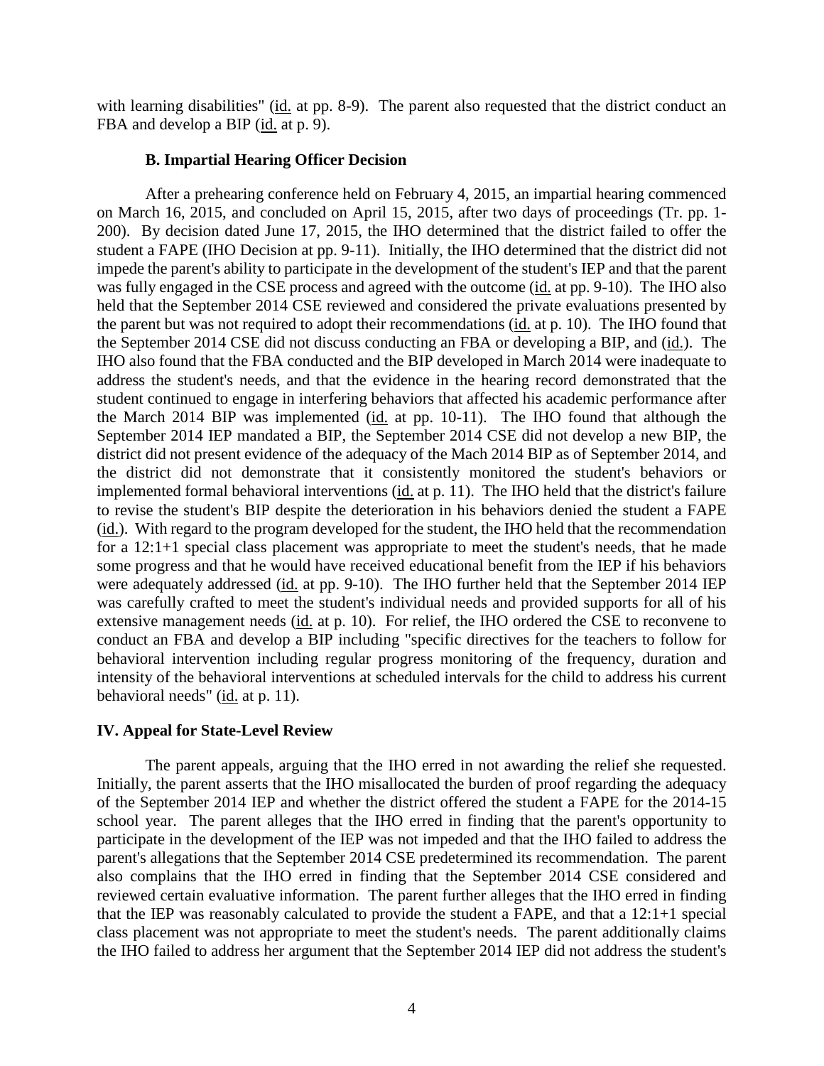with learning disabilities" (id. at pp. 8-9). The parent also requested that the district conduct an FBA and develop a BIP (id. at p. 9).

### B. Impartial Hearing Officer Decision

After a prehearing conference held on February 4, 2015, an impartial hearing commenced on March 16, 2015, and concluded on April 15, 2015, after two days of proceedings (Tr. pp. 1-200). By decision dated June 17, 2015, the IHO determined that the district failed to offer the student a FAPE (IHO Decision at pp. 9-11). Initially, the IHO determined that the district did not impede the parent's ability to participate in the development of the student's IEP and that the parent was fully engaged in the CSE process and agreed with the outcome (id. at pp. 9-10). The IHO also held that the September 2014 CSE reviewed and considered the private evaluations presented by the parent but was not required to adopt their recommendations (id. at p. 10). The IHO found that the September 2014 CSE did not discuss conducting an FBA or developing a BIP, and (id.). The IHO also found that the FBA conducted and the BIP developed in March 2014 were inadequate to address the student's needs, and that the evidence in the hearing record demonstrated that the student continued to engage in interfering behaviors that affected his academic performance after the March 2014 BIP was implemented (id. at pp. 10-11). The IHO found that although the September 2014 IEP mandated a BIP, the September 2014 CSE did not develop a new BIP, the district did not present evidence of the adequacy of the Mach 2014 BIP as of September 2014, and the district did not demonstrate that it consistently monitored the student's behaviors or implemented formal behavioral interventions (id. at p. 11). The IHO held that the district's failure to revise the student's BIP despite the deterioration in his behaviors denied the student a FAPE (id.). With regard to the program developed for the student, the IHO held that the recommendation for a 12:1+1 special class placement was appropriate to meet the student's needs, that he made some progress and that he would have received educational benefit from the IEP if his behaviors were adequately addressed (id. at pp. 9-10). The IHO further held that the September 2014 IEP was carefully crafted to meet the student's individual needs and provided supports for all of his extensive management needs (id. at p. 10). For relief, the IHO ordered the CSE to reconvene to conduct an FBA and develop a BIP including "specific directives for the teachers to follow for behavioral intervention including regular progress monitoring of the frequency, duration and intensity of the behavioral interventions at scheduled intervals for the child to address his current behavioral needs" (id. at p. 11).

## IV. Appeal for State-Level Review

The parent appeals, arguing that the IHO erred in not awarding the relief she requested. Initially, the parent asserts that the IHO misallocated the burden of proof regarding the adequacy of the September 2014 IEP and whether the district offered the student a FAPE for the 2014-15 school year. The parent alleges that the IHO erred in finding that the parent's opportunity to participate in the development of the IEP was not impeded and that the IHO failed to address the parent's allegations that the September 2014 CSE predetermined its recommendation. The parent also complains that the IHO erred in finding that the September 2014 CSE considered and reviewed certain evaluative information. The parent further alleges that the IHO erred in finding that the IEP was reasonably calculated to provide the student a FAPE, and that a 12:1+1 special class placement was not appropriate to meet the student's needs. The parent additionally claims the IHO failed to address her argument that the September 2014 IEP did not address the student's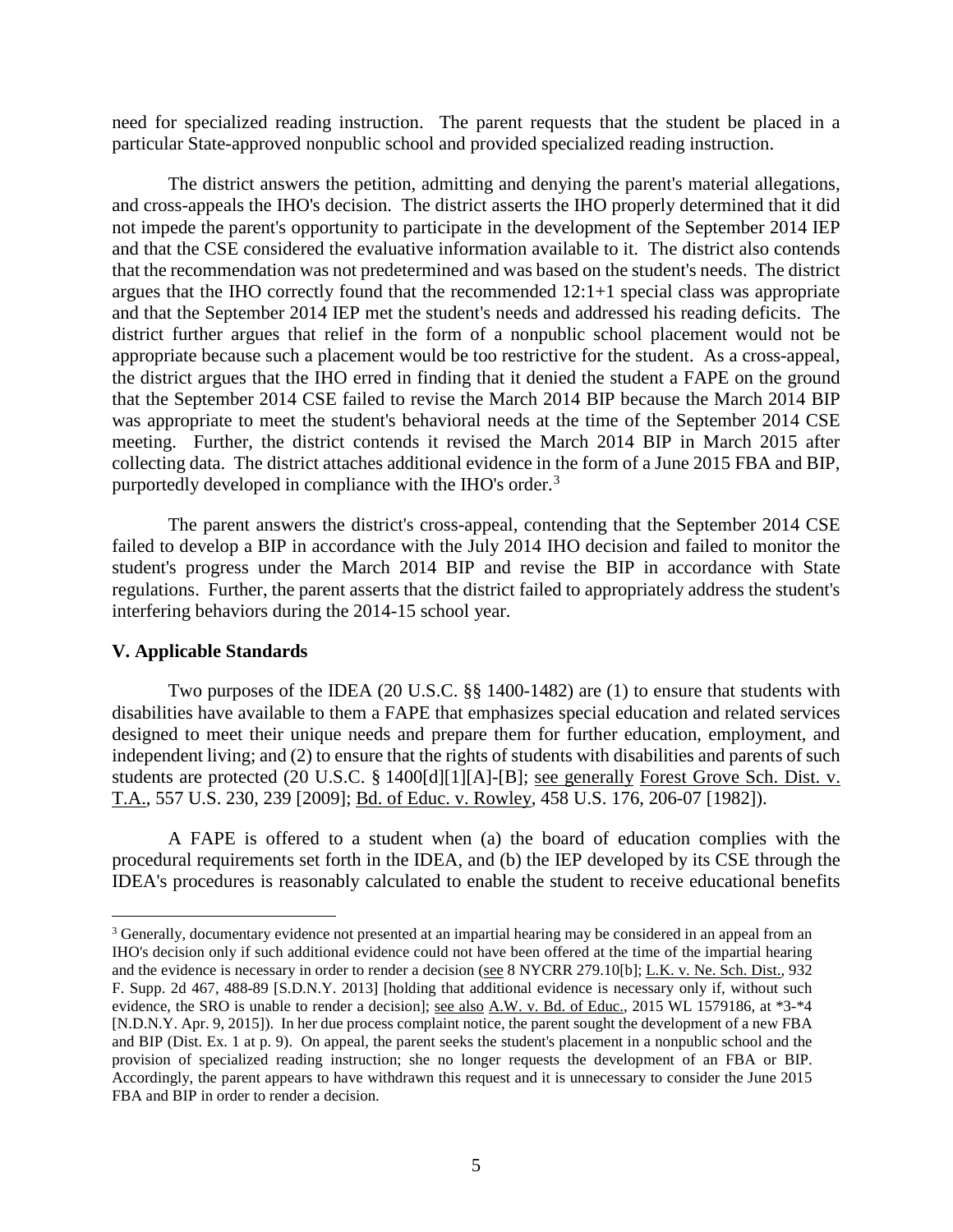need for specialized reading instruction. The parent requests that the student be placed in a particular State-approved nonpublic school and provided specialized reading instruction.

The district answers the petition, admitting and denying the parent's material allegations, and cross-appeals the IHO's decision. The district asserts the IHO properly determined that it did not impede the parent's opportunity to participate in the development of the September 2014 IEP and that the CSE considered the evaluative information available to it. The district also contends that the recommendation was not predetermined and was based on the student's needs. The district argues that the IHO correctly found that the recommended 12:1+1 special class was appropriate and that the September 2014 IEP met the student's needs and addressed his reading deficits. The district further argues that relief in the form of a nonpublic school placement would not be appropriate because such a placement would be too restrictive for the student. As a cross-appeal, the district argues that the IHO erred in finding that it denied the student a FAPE on the ground that the September 2014 CSE failed to revise the March 2014 BIP because the March 2014 BIP was appropriate to meet the student's behavioral needs at the time of the September 2014 CSE meeting. Further, the district contends it revised the March 2014 BIP in March 2015 after collecting data. The district attaches additional evidence in the form of a June 2015 FBA and BIP, purportedly developed in compliance with the IHO's order.[3]

The parent answers the district's cross-appeal, contending that the September 2014 CSE failed to develop a BIP in accordance with the July 2014 IHO decision and failed to monitor the student's progress under the March 2014 BIP and revise the BIP in accordance with State regulations. Further, the parent asserts that the district failed to appropriately address the student's interfering behaviors during the 2014-15 school year.

### V. Applicable Standards

Two purposes of the IDEA (20 U.S.C. §§ 1400-1482) are (1) to ensure that students with disabilities have available to them a FAPE that emphasizes special education and related services designed to meet their unique needs and prepare them for further education, employment, and independent living; and (2) to ensure that the rights of students with disabilities and parents of such students are protected (20 U.S.C. § 1400[d][1][A]-[B]; see generally Forest Grove Sch. Dist. v. T.A., 557 U.S. 230, 239 [2009]; Bd. of Educ. v. Rowley, 458 U.S. 176, 206-07 [1982]).

A FAPE is offered to a student when (a) the board of education complies with the procedural requirements set forth in the IDEA, and (b) the IEP developed by its CSE through the IDEA's procedures is reasonably calculated to enable the student to receive educational benefits

---

[3] Generally, documentary evidence not presented at an impartial hearing may be considered in an appeal from an IHO's decision only if such additional evidence could not have been offered at the time of the impartial hearing and the evidence is necessary in order to render a decision (see 8 NYCRR 279.10[b]; L.K. v. Ne. Sch. Dist., 932 F. Supp. 2d 467, 488-89 [S.D.N.Y. 2013] [holding that additional evidence is necessary only if, without such evidence, the SRO is unable to render a decision]; see also A.W. v. Bd. of Educ., 2015 WL 1579186, at *3-*4 [N.D.N.Y. Apr. 9, 2015]). In her due process complaint notice, the parent sought the development of a new FBA and BIP (Dist. Ex. 1 at p. 9). On appeal, the parent seeks the student's placement in a nonpublic school and the provision of specialized reading instruction; she no longer requests the development of an FBA or BIP. Accordingly, the parent appears to have withdrawn this request and it is unnecessary to consider the June 2015 FBA and BIP in order to render a decision.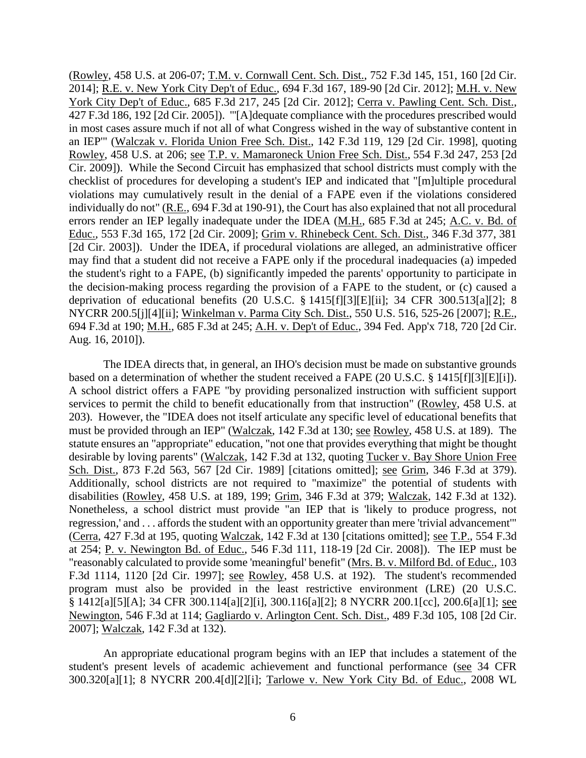(Rowley, 458 U.S. at 206-07; T.M. v. Cornwall Cent. Sch. Dist., 752 F.3d 145, 151, 160 [2d Cir. 2014]; R.E. v. New York City Dep't of Educ., 694 F.3d 167, 189-90 [2d Cir. 2012]; M.H. v. New York City Dep't of Educ., 685 F.3d 217, 245 [2d Cir. 2012]; Cerra v. Pawling Cent. Sch. Dist., 427 F.3d 186, 192 [2d Cir. 2005]). "'[A]dequate compliance with the procedures prescribed would in most cases assure much if not all of what Congress wished in the way of substantive content in an IEP'" (Walczak v. Florida Union Free Sch. Dist., 142 F.3d 119, 129 [2d Cir. 1998], quoting Rowley, 458 U.S. at 206; see T.P. v. Mamaroneck Union Free Sch. Dist., 554 F.3d 247, 253 [2d Cir. 2009]). While the Second Circuit has emphasized that school districts must comply with the checklist of procedures for developing a student's IEP and indicated that "[m]ultiple procedural violations may cumulatively result in the denial of a FAPE even if the violations considered individually do not" (R.E., 694 F.3d at 190-91), the Court has also explained that not all procedural errors render an IEP legally inadequate under the IDEA (M.H., 685 F.3d at 245; A.C. v. Bd. of Educ., 553 F.3d 165, 172 [2d Cir. 2009]; Grim v. Rhinebeck Cent. Sch. Dist., 346 F.3d 377, 381 [2d Cir. 2003]). Under the IDEA, if procedural violations are alleged, an administrative officer may find that a student did not receive a FAPE only if the procedural inadequacies (a) impeded the student's right to a FAPE, (b) significantly impeded the parents' opportunity to participate in the decision-making process regarding the provision of a FAPE to the student, or (c) caused a deprivation of educational benefits (20 U.S.C. § 1415[f][3][E][ii]; 34 CFR 300.513[a][2]; 8 NYCRR 200.5[j][4][ii]; Winkelman v. Parma City Sch. Dist., 550 U.S. 516, 525-26 [2007]; R.E., 694 F.3d at 190; M.H., 685 F.3d at 245; A.H. v. Dep't of Educ., 394 Fed. App'x 718, 720 [2d Cir. Aug. 16, 2010]).

The IDEA directs that, in general, an IHO's decision must be made on substantive grounds based on a determination of whether the student received a FAPE (20 U.S.C. § 1415[f][3][E][i]). A school district offers a FAPE "by providing personalized instruction with sufficient support services to permit the child to benefit educationally from that instruction" (Rowley, 458 U.S. at 203). However, the "IDEA does not itself articulate any specific level of educational benefits that must be provided through an IEP" (Walczak, 142 F.3d at 130; see Rowley, 458 U.S. at 189). The statute ensures an "appropriate" education, "not one that provides everything that might be thought desirable by loving parents" (Walczak, 142 F.3d at 132, quoting Tucker v. Bay Shore Union Free Sch. Dist., 873 F.2d 563, 567 [2d Cir. 1989] [citations omitted]; see Grim, 346 F.3d at 379). Additionally, school districts are not required to "maximize" the potential of students with disabilities (Rowley, 458 U.S. at 189, 199; Grim, 346 F.3d at 379; Walczak, 142 F.3d at 132). Nonetheless, a school district must provide "an IEP that is 'likely to produce progress, not regression,' and . . . affords the student with an opportunity greater than mere 'trivial advancement'" (Cerra, 427 F.3d at 195, quoting Walczak, 142 F.3d at 130 [citations omitted]; see T.P., 554 F.3d at 254; P. v. Newington Bd. of Educ., 546 F.3d 111, 118-19 [2d Cir. 2008]). The IEP must be "reasonably calculated to provide some 'meaningful' benefit" (Mrs. B. v. Milford Bd. of Educ., 103 F.3d 1114, 1120 [2d Cir. 1997]; see Rowley, 458 U.S. at 192). The student's recommended program must also be provided in the least restrictive environment (LRE) (20 U.S.C. § 1412[a][5][A]; 34 CFR 300.114[a][2][i], 300.116[a][2]; 8 NYCRR 200.1[cc], 200.6[a][1]; see Newington, 546 F.3d at 114; Gagliardo v. Arlington Cent. Sch. Dist., 489 F.3d 105, 108 [2d Cir. 2007]; Walczak, 142 F.3d at 132).

An appropriate educational program begins with an IEP that includes a statement of the student's present levels of academic achievement and functional performance (see 34 CFR 300.320[a][1]; 8 NYCRR 200.4[d][2][i]; Tarlowe v. New York City Bd. of Educ., 2008 WL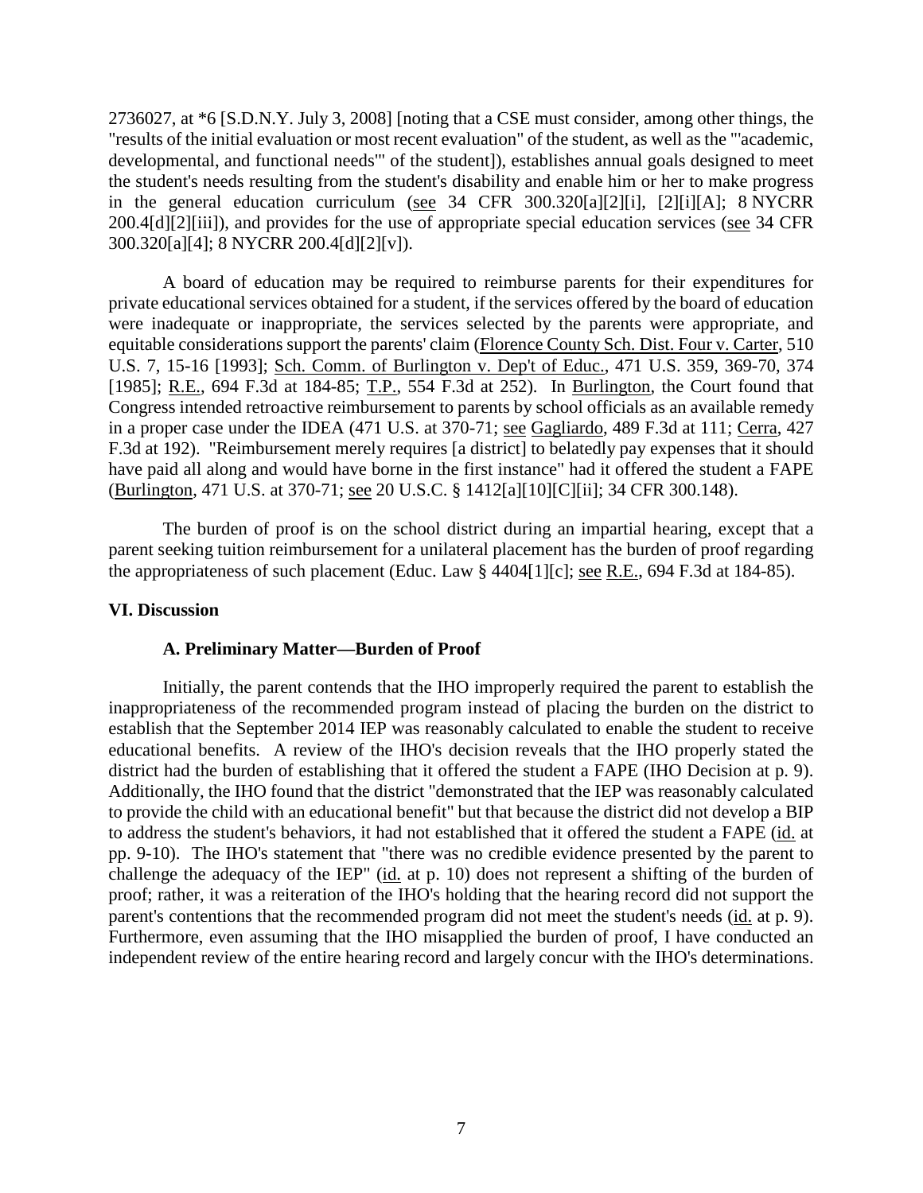2736027, at *6 [S.D.N.Y. July 3, 2008] [noting that a CSE must consider, among other things, the "results of the initial evaluation or most recent evaluation" of the student, as well as the "'academic, developmental, and functional needs'" of the student]), establishes annual goals designed to meet the student's needs resulting from the student's disability and enable him or her to make progress in the general education curriculum (see 34 CFR 300.320[a][2][i], [2][i][A]; 8 NYCRR 200.4[d][2][iii]), and provides for the use of appropriate special education services (see 34 CFR 300.320[a][4]; 8 NYCRR 200.4[d][2][v]).

A board of education may be required to reimburse parents for their expenditures for private educational services obtained for a student, if the services offered by the board of education were inadequate or inappropriate, the services selected by the parents were appropriate, and equitable considerations support the parents' claim (Florence County Sch. Dist. Four v. Carter, 510 U.S. 7, 15-16 [1993]; Sch. Comm. of Burlington v. Dep't of Educ., 471 U.S. 359, 369-70, 374 [1985]; R.E., 694 F.3d at 184-85; T.P., 554 F.3d at 252). In Burlington, the Court found that Congress intended retroactive reimbursement to parents by school officials as an available remedy in a proper case under the IDEA (471 U.S. at 370-71; see Gagliardo, 489 F.3d at 111; Cerra, 427 F.3d at 192). "Reimbursement merely requires [a district] to belatedly pay expenses that it should have paid all along and would have borne in the first instance" had it offered the student a FAPE (Burlington, 471 U.S. at 370-71; see 20 U.S.C. § 1412[a][10][C][ii]; 34 CFR 300.148).

The burden of proof is on the school district during an impartial hearing, except that a parent seeking tuition reimbursement for a unilateral placement has the burden of proof regarding the appropriateness of such placement (Educ. Law § 4404[1][c]; see R.E., 694 F.3d at 184-85).

## VI. Discussion

### A. Preliminary Matter—Burden of Proof

Initially, the parent contends that the IHO improperly required the parent to establish the inappropriateness of the recommended program instead of placing the burden on the district to establish that the September 2014 IEP was reasonably calculated to enable the student to receive educational benefits. A review of the IHO's decision reveals that the IHO properly stated the district had the burden of establishing that it offered the student a FAPE (IHO Decision at p. 9). Additionally, the IHO found that the district "demonstrated that the IEP was reasonably calculated to provide the child with an educational benefit" but that because the district did not develop a BIP to address the student's behaviors, it had not established that it offered the student a FAPE (id. at pp. 9-10). The IHO's statement that "there was no credible evidence presented by the parent to challenge the adequacy of the IEP" (id. at p. 10) does not represent a shifting of the burden of proof; rather, it was a reiteration of the IHO's holding that the hearing record did not support the parent's contentions that the recommended program did not meet the student's needs (id. at p. 9). Furthermore, even assuming that the IHO misapplied the burden of proof, I have conducted an independent review of the entire hearing record and largely concur with the IHO's determinations.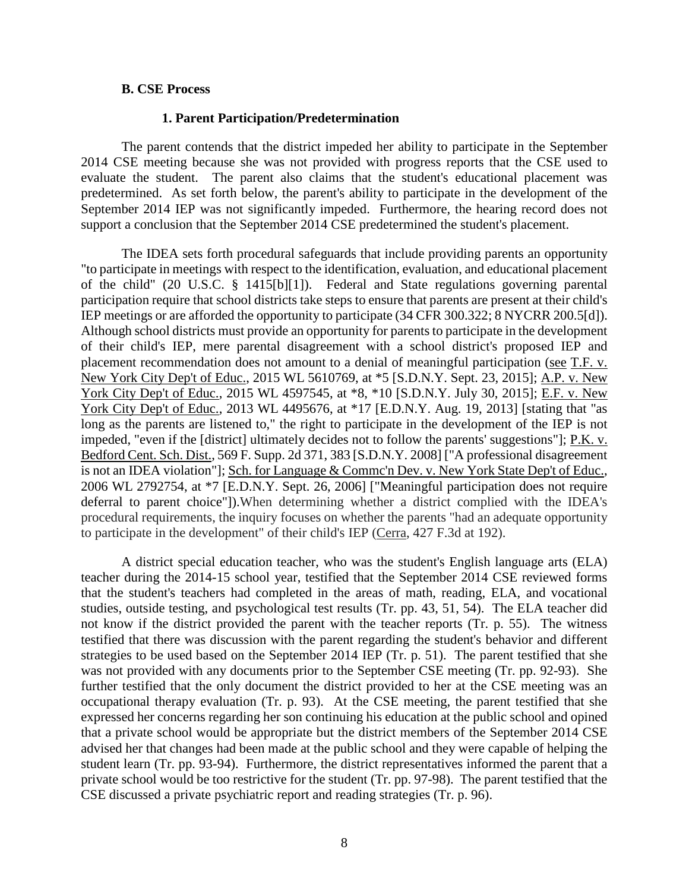### B. CSE Process

#### 1. Parent Participation/Predetermination

The parent contends that the district impeded her ability to participate in the September 2014 CSE meeting because she was not provided with progress reports that the CSE used to evaluate the student. The parent also claims that the student's educational placement was predetermined. As set forth below, the parent's ability to participate in the development of the September 2014 IEP was not significantly impeded. Furthermore, the hearing record does not support a conclusion that the September 2014 CSE predetermined the student's placement.

The IDEA sets forth procedural safeguards that include providing parents an opportunity "to participate in meetings with respect to the identification, evaluation, and educational placement of the child" (20 U.S.C. § 1415[b][1]). Federal and State regulations governing parental participation require that school districts take steps to ensure that parents are present at their child's IEP meetings or are afforded the opportunity to participate (34 CFR 300.322; 8 NYCRR 200.5[d]). Although school districts must provide an opportunity for parents to participate in the development of their child's IEP, mere parental disagreement with a school district's proposed IEP and placement recommendation does not amount to a denial of meaningful participation (see T.F. v. New York City Dep't of Educ., 2015 WL 5610769, at *5 [S.D.N.Y. Sept. 23, 2015]; A.P. v. New York City Dep't of Educ., 2015 WL 4597545, at *8, *10 [S.D.N.Y. July 30, 2015]; E.F. v. New York City Dep't of Educ., 2013 WL 4495676, at *17 [E.D.N.Y. Aug. 19, 2013] [stating that "as long as the parents are listened to," the right to participate in the development of the IEP is not impeded, "even if the [district] ultimately decides not to follow the parents' suggestions"]; P.K. v. Bedford Cent. Sch. Dist., 569 F. Supp. 2d 371, 383 [S.D.N.Y. 2008] ["A professional disagreement is not an IDEA violation"]; Sch. for Language & Commc'n Dev. v. New York State Dep't of Educ., 2006 WL 2792754, at *7 [E.D.N.Y. Sept. 26, 2006] ["Meaningful participation does not require deferral to parent choice"]).When determining whether a district complied with the IDEA's procedural requirements, the inquiry focuses on whether the parents "had an adequate opportunity to participate in the development" of their child's IEP (Cerra, 427 F.3d at 192).

A district special education teacher, who was the student's English language arts (ELA) teacher during the 2014-15 school year, testified that the September 2014 CSE reviewed forms that the student's teachers had completed in the areas of math, reading, ELA, and vocational studies, outside testing, and psychological test results (Tr. pp. 43, 51, 54). The ELA teacher did not know if the district provided the parent with the teacher reports (Tr. p. 55). The witness testified that there was discussion with the parent regarding the student's behavior and different strategies to be used based on the September 2014 IEP (Tr. p. 51). The parent testified that she was not provided with any documents prior to the September CSE meeting (Tr. pp. 92-93). She further testified that the only document the district provided to her at the CSE meeting was an occupational therapy evaluation (Tr. p. 93). At the CSE meeting, the parent testified that she expressed her concerns regarding her son continuing his education at the public school and opined that a private school would be appropriate but the district members of the September 2014 CSE advised her that changes had been made at the public school and they were capable of helping the student learn (Tr. pp. 93-94). Furthermore, the district representatives informed the parent that a private school would be too restrictive for the student (Tr. pp. 97-98). The parent testified that the CSE discussed a private psychiatric report and reading strategies (Tr. p. 96).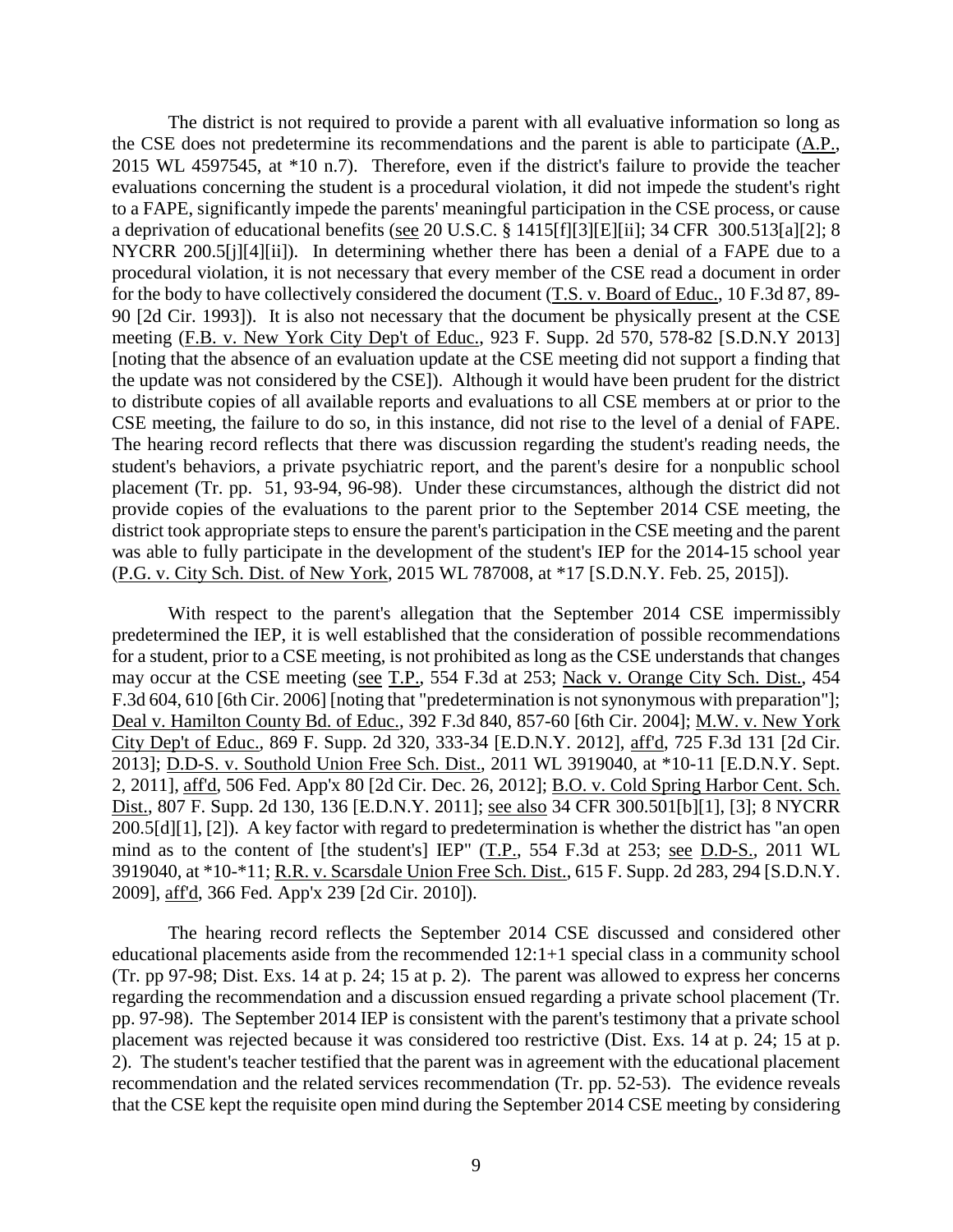The district is not required to provide a parent with all evaluative information so long as the CSE does not predetermine its recommendations and the parent is able to participate (A.P., 2015 WL 4597545, at *10 n.7). Therefore, even if the district's failure to provide the teacher evaluations concerning the student is a procedural violation, it did not impede the student's right to a FAPE, significantly impede the parents' meaningful participation in the CSE process, or cause a deprivation of educational benefits (see 20 U.S.C. § 1415[f][3][E][ii]; 34 CFR 300.513[a][2]; 8 NYCRR 200.5[j][4][ii]). In determining whether there has been a denial of a FAPE due to a procedural violation, it is not necessary that every member of the CSE read a document in order for the body to have collectively considered the document (T.S. v. Board of Educ., 10 F.3d 87, 89-90 [2d Cir. 1993]). It is also not necessary that the document be physically present at the CSE meeting (F.B. v. New York City Dep't of Educ., 923 F. Supp. 2d 570, 578-82 [S.D.N.Y 2013] [noting that the absence of an evaluation update at the CSE meeting did not support a finding that the update was not considered by the CSE]). Although it would have been prudent for the district to distribute copies of all available reports and evaluations to all CSE members at or prior to the CSE meeting, the failure to do so, in this instance, did not rise to the level of a denial of FAPE. The hearing record reflects that there was discussion regarding the student's reading needs, the student's behaviors, a private psychiatric report, and the parent's desire for a nonpublic school placement (Tr. pp. 51, 93-94, 96-98). Under these circumstances, although the district did not provide copies of the evaluations to the parent prior to the September 2014 CSE meeting, the district took appropriate steps to ensure the parent's participation in the CSE meeting and the parent was able to fully participate in the development of the student's IEP for the 2014-15 school year (P.G. v. City Sch. Dist. of New York, 2015 WL 787008, at *17 [S.D.N.Y. Feb. 25, 2015]).

With respect to the parent's allegation that the September 2014 CSE impermissibly predetermined the IEP, it is well established that the consideration of possible recommendations for a student, prior to a CSE meeting, is not prohibited as long as the CSE understands that changes may occur at the CSE meeting (see T.P., 554 F.3d at 253; Nack v. Orange City Sch. Dist., 454 F.3d 604, 610 [6th Cir. 2006] [noting that "predetermination is not synonymous with preparation"]; Deal v. Hamilton County Bd. of Educ., 392 F.3d 840, 857-60 [6th Cir. 2004]; M.W. v. New York City Dep't of Educ., 869 F. Supp. 2d 320, 333-34 [E.D.N.Y. 2012], aff'd, 725 F.3d 131 [2d Cir. 2013]; D.D-S. v. Southold Union Free Sch. Dist., 2011 WL 3919040, at *10-11 [E.D.N.Y. Sept. 2, 2011], aff'd, 506 Fed. App'x 80 [2d Cir. Dec. 26, 2012]; B.O. v. Cold Spring Harbor Cent. Sch. Dist., 807 F. Supp. 2d 130, 136 [E.D.N.Y. 2011]; see also 34 CFR 300.501[b][1], [3]; 8 NYCRR 200.5[d][1], [2]). A key factor with regard to predetermination is whether the district has "an open mind as to the content of [the student's] IEP" (T.P., 554 F.3d at 253; see D.D-S., 2011 WL 3919040, at *10-*11; R.R. v. Scarsdale Union Free Sch. Dist., 615 F. Supp. 2d 283, 294 [S.D.N.Y. 2009], aff'd, 366 Fed. App'x 239 [2d Cir. 2010]).

The hearing record reflects the September 2014 CSE discussed and considered other educational placements aside from the recommended 12:1+1 special class in a community school (Tr. pp 97-98; Dist. Exs. 14 at p. 24; 15 at p. 2). The parent was allowed to express her concerns regarding the recommendation and a discussion ensued regarding a private school placement (Tr. pp. 97-98). The September 2014 IEP is consistent with the parent's testimony that a private school placement was rejected because it was considered too restrictive (Dist. Exs. 14 at p. 24; 15 at p. 2). The student's teacher testified that the parent was in agreement with the educational placement recommendation and the related services recommendation (Tr. pp. 52-53). The evidence reveals that the CSE kept the requisite open mind during the September 2014 CSE meeting by considering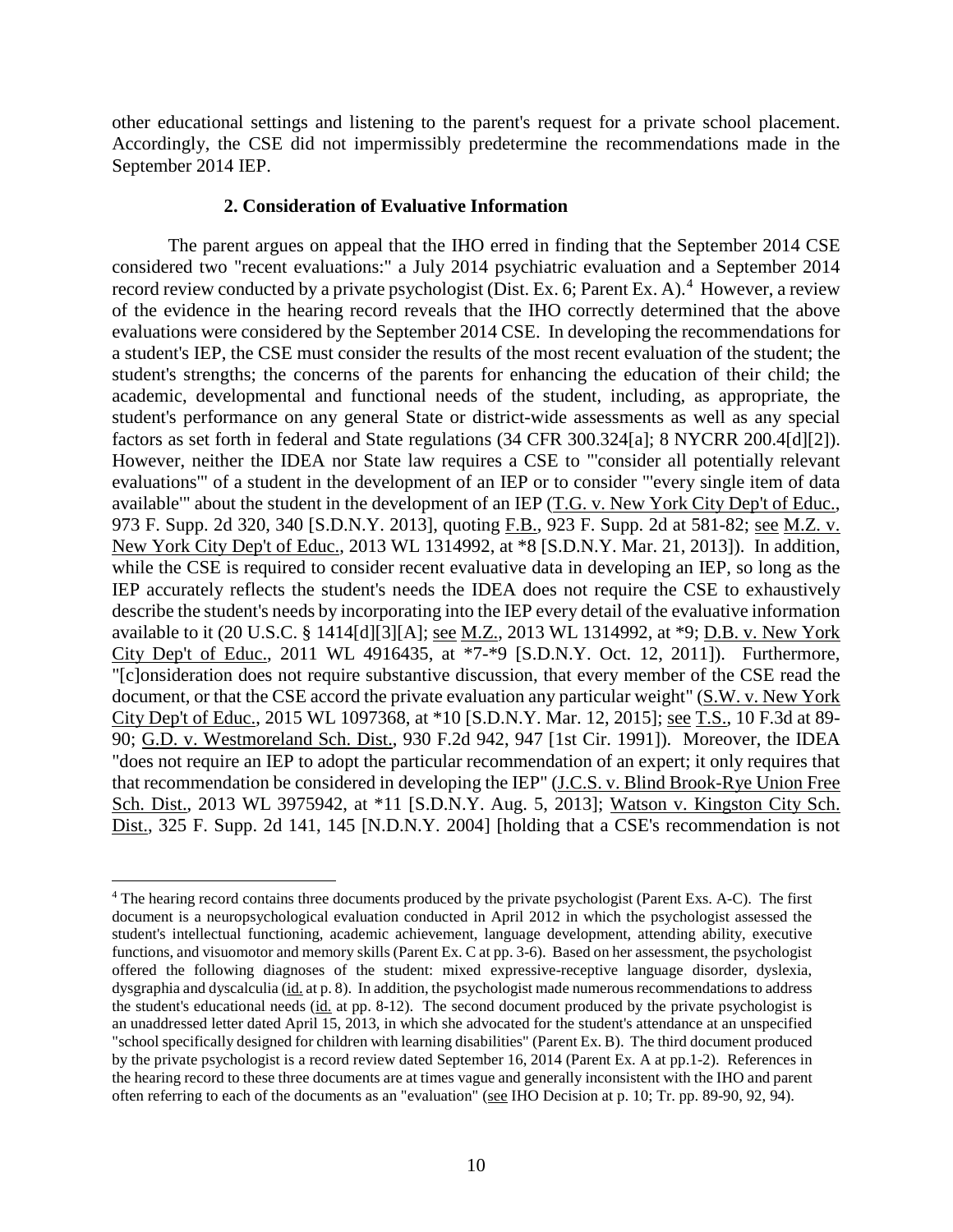other educational settings and listening to the parent's request for a private school placement. Accordingly, the CSE did not impermissibly predetermine the recommendations made in the September 2014 IEP.

### 2. Consideration of Evaluative Information

The parent argues on appeal that the IHO erred in finding that the September 2014 CSE considered two "recent evaluations:" a July 2014 psychiatric evaluation and a September 2014 record review conducted by a private psychologist (Dist. Ex. 6; Parent Ex. A).[4] However, a review of the evidence in the hearing record reveals that the IHO correctly determined that the above evaluations were considered by the September 2014 CSE. In developing the recommendations for a student's IEP, the CSE must consider the results of the most recent evaluation of the student; the student's strengths; the concerns of the parents for enhancing the education of their child; the academic, developmental and functional needs of the student, including, as appropriate, the student's performance on any general State or district-wide assessments as well as any special factors as set forth in federal and State regulations (34 CFR 300.324[a]; 8 NYCRR 200.4[d][2]). However, neither the IDEA nor State law requires a CSE to "'consider all potentially relevant evaluations'" of a student in the development of an IEP or to consider "'every single item of data available'" about the student in the development of an IEP (T.G. v. New York City Dep't of Educ., 973 F. Supp. 2d 320, 340 [S.D.N.Y. 2013], quoting F.B., 923 F. Supp. 2d at 581-82; see M.Z. v. New York City Dep't of Educ., 2013 WL 1314992, at *8 [S.D.N.Y. Mar. 21, 2013]). In addition, while the CSE is required to consider recent evaluative data in developing an IEP, so long as the IEP accurately reflects the student's needs the IDEA does not require the CSE to exhaustively describe the student's needs by incorporating into the IEP every detail of the evaluative information available to it (20 U.S.C. § 1414[d][3][A]; see M.Z., 2013 WL 1314992, at *9; D.B. v. New York City Dep't of Educ., 2011 WL 4916435, at *7-*9 [S.D.N.Y. Oct. 12, 2011]). Furthermore, "[c]onsideration does not require substantive discussion, that every member of the CSE read the document, or that the CSE accord the private evaluation any particular weight" (S.W. v. New York City Dep't of Educ., 2015 WL 1097368, at *10 [S.D.N.Y. Mar. 12, 2015]; see T.S., 10 F.3d at 89-90; G.D. v. Westmoreland Sch. Dist., 930 F.2d 942, 947 [1st Cir. 1991]). Moreover, the IDEA "does not require an IEP to adopt the particular recommendation of an expert; it only requires that that recommendation be considered in developing the IEP" (J.C.S. v. Blind Brook-Rye Union Free Sch. Dist., 2013 WL 3975942, at *11 [S.D.N.Y. Aug. 5, 2013]; Watson v. Kingston City Sch. Dist., 325 F. Supp. 2d 141, 145 [N.D.N.Y. 2004] [holding that a CSE's recommendation is not

[4] The hearing record contains three documents produced by the private psychologist (Parent Exs. A-C). The first document is a neuropsychological evaluation conducted in April 2012 in which the psychologist assessed the student's intellectual functioning, academic achievement, language development, attending ability, executive functions, and visuomotor and memory skills (Parent Ex. C at pp. 3-6). Based on her assessment, the psychologist offered the following diagnoses of the student: mixed expressive-receptive language disorder, dyslexia, dysgraphia and dyscalculia (id. at p. 8). In addition, the psychologist made numerous recommendations to address the student's educational needs (id. at pp. 8-12). The second document produced by the private psychologist is an unaddressed letter dated April 15, 2013, in which she advocated for the student's attendance at an unspecified "school specifically designed for children with learning disabilities" (Parent Ex. B). The third document produced by the private psychologist is a record review dated September 16, 2014 (Parent Ex. A at pp.1-2). References in the hearing record to these three documents are at times vague and generally inconsistent with the IHO and parent often referring to each of the documents as an "evaluation" (see IHO Decision at p. 10; Tr. pp. 89-90, 92, 94).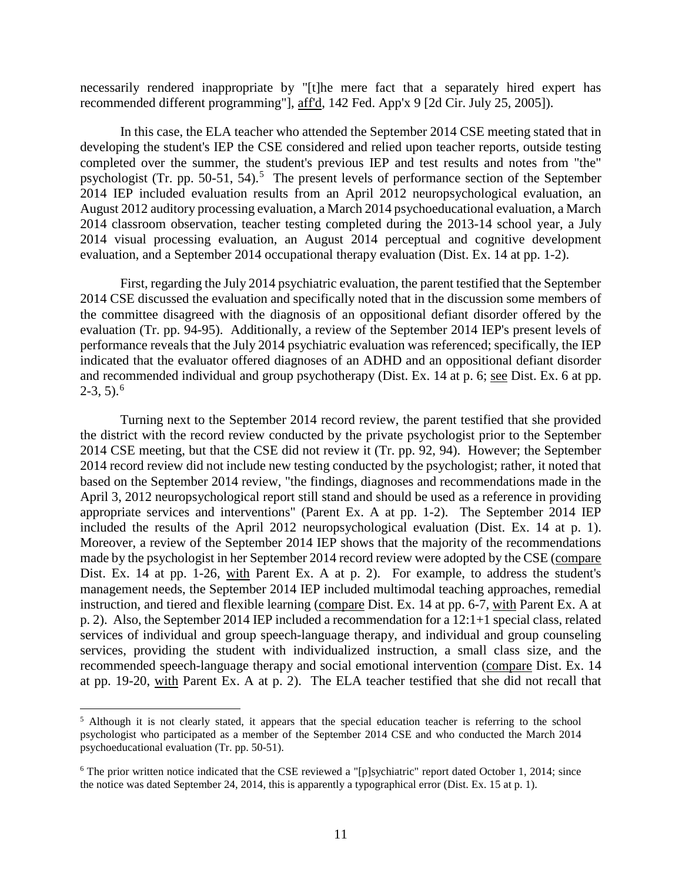necessarily rendered inappropriate by "[t]he mere fact that a separately hired expert has recommended different programming"], aff'd, 142 Fed. App'x 9 [2d Cir. July 25, 2005]).

In this case, the ELA teacher who attended the September 2014 CSE meeting stated that in developing the student's IEP the CSE considered and relied upon teacher reports, outside testing completed over the summer, the student's previous IEP and test results and notes from "the" psychologist (Tr. pp. 50-51, 54).[5] The present levels of performance section of the September 2014 IEP included evaluation results from an April 2012 neuropsychological evaluation, an August 2012 auditory processing evaluation, a March 2014 psychoeducational evaluation, a March 2014 classroom observation, teacher testing completed during the 2013-14 school year, a July 2014 visual processing evaluation, an August 2014 perceptual and cognitive development evaluation, and a September 2014 occupational therapy evaluation (Dist. Ex. 14 at pp. 1-2).

First, regarding the July 2014 psychiatric evaluation, the parent testified that the September 2014 CSE discussed the evaluation and specifically noted that in the discussion some members of the committee disagreed with the diagnosis of an oppositional defiant disorder offered by the evaluation (Tr. pp. 94-95). Additionally, a review of the September 2014 IEP's present levels of performance reveals that the July 2014 psychiatric evaluation was referenced; specifically, the IEP indicated that the evaluator offered diagnoses of an ADHD and an oppositional defiant disorder and recommended individual and group psychotherapy (Dist. Ex. 14 at p. 6; see Dist. Ex. 6 at pp. 2-3, 5).[6]

Turning next to the September 2014 record review, the parent testified that she provided the district with the record review conducted by the private psychologist prior to the September 2014 CSE meeting, but that the CSE did not review it (Tr. pp. 92, 94). However; the September 2014 record review did not include new testing conducted by the psychologist; rather, it noted that based on the September 2014 review, "the findings, diagnoses and recommendations made in the April 3, 2012 neuropsychological report still stand and should be used as a reference in providing appropriate services and interventions" (Parent Ex. A at pp. 1-2). The September 2014 IEP included the results of the April 2012 neuropsychological evaluation (Dist. Ex. 14 at p. 1). Moreover, a review of the September 2014 IEP shows that the majority of the recommendations made by the psychologist in her September 2014 record review were adopted by the CSE (compare Dist. Ex. 14 at pp. 1-26, with Parent Ex. A at p. 2). For example, to address the student's management needs, the September 2014 IEP included multimodal teaching approaches, remedial instruction, and tiered and flexible learning (compare Dist. Ex. 14 at pp. 6-7, with Parent Ex. A at p. 2). Also, the September 2014 IEP included a recommendation for a 12:1+1 special class, related services of individual and group speech-language therapy, and individual and group counseling services, providing the student with individualized instruction, a small class size, and the recommended speech-language therapy and social emotional intervention (compare Dist. Ex. 14 at pp. 19-20, with Parent Ex. A at p. 2). The ELA teacher testified that she did not recall that

[5] Although it is not clearly stated, it appears that the special education teacher is referring to the school psychologist who participated as a member of the September 2014 CSE and who conducted the March 2014 psychoeducational evaluation (Tr. pp. 50-51).

[6] The prior written notice indicated that the CSE reviewed a "[p]sychiatric" report dated October 1, 2014; since the notice was dated September 24, 2014, this is apparently a typographical error (Dist. Ex. 15 at p. 1).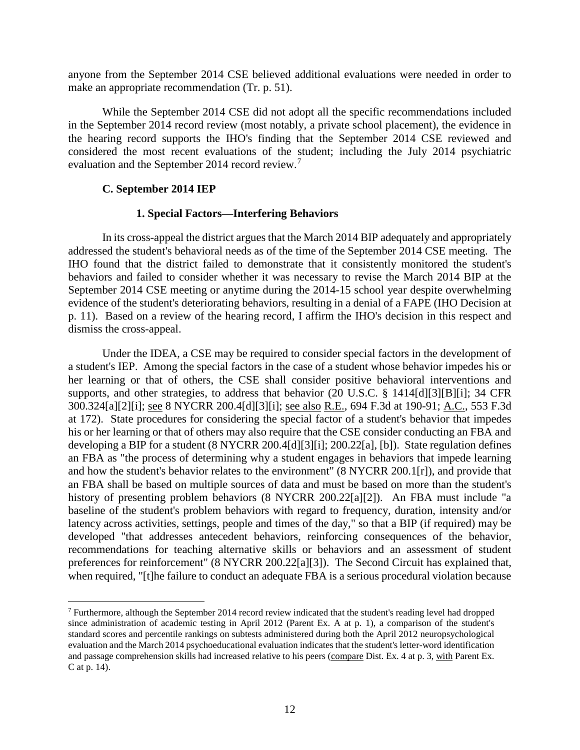anyone from the September 2014 CSE believed additional evaluations were needed in order to make an appropriate recommendation (Tr. p. 51).

While the September 2014 CSE did not adopt all the specific recommendations included in the September 2014 record review (most notably, a private school placement), the evidence in the hearing record supports the IHO's finding that the September 2014 CSE reviewed and considered the most recent evaluations of the student; including the July 2014 psychiatric evaluation and the September 2014 record review.[7]

### C. September 2014 IEP

#### 1. Special Factors—Interfering Behaviors

In its cross-appeal the district argues that the March 2014 BIP adequately and appropriately addressed the student's behavioral needs as of the time of the September 2014 CSE meeting. The IHO found that the district failed to demonstrate that it consistently monitored the student's behaviors and failed to consider whether it was necessary to revise the March 2014 BIP at the September 2014 CSE meeting or anytime during the 2014-15 school year despite overwhelming evidence of the student's deteriorating behaviors, resulting in a denial of a FAPE (IHO Decision at p. 11). Based on a review of the hearing record, I affirm the IHO's decision in this respect and dismiss the cross-appeal.

Under the IDEA, a CSE may be required to consider special factors in the development of a student's IEP. Among the special factors in the case of a student whose behavior impedes his or her learning or that of others, the CSE shall consider positive behavioral interventions and supports, and other strategies, to address that behavior (20 U.S.C. § 1414[d][3][B][i]; 34 CFR 300.324[a][2][i]; see 8 NYCRR 200.4[d][3][i]; see also R.E., 694 F.3d at 190-91; A.C., 553 F.3d at 172). State procedures for considering the special factor of a student's behavior that impedes his or her learning or that of others may also require that the CSE consider conducting an FBA and developing a BIP for a student (8 NYCRR 200.4[d][3][i]; 200.22[a], [b]). State regulation defines an FBA as "the process of determining why a student engages in behaviors that impede learning and how the student's behavior relates to the environment" (8 NYCRR 200.1[r]), and provide that an FBA shall be based on multiple sources of data and must be based on more than the student's history of presenting problem behaviors (8 NYCRR 200.22[a][2]). An FBA must include "a baseline of the student's problem behaviors with regard to frequency, duration, intensity and/or latency across activities, settings, people and times of the day," so that a BIP (if required) may be developed "that addresses antecedent behaviors, reinforcing consequences of the behavior, recommendations for teaching alternative skills or behaviors and an assessment of student preferences for reinforcement" (8 NYCRR 200.22[a][3]). The Second Circuit has explained that, when required, "[t]he failure to conduct an adequate FBA is a serious procedural violation because

---

[7] Furthermore, although the September 2014 record review indicated that the student's reading level had dropped since administration of academic testing in April 2012 (Parent Ex. A at p. 1), a comparison of the student's standard scores and percentile rankings on subtests administered during both the April 2012 neuropsychological evaluation and the March 2014 psychoeducational evaluation indicates that the student's letter-word identification and passage comprehension skills had increased relative to his peers (compare Dist. Ex. 4 at p. 3, with Parent Ex. C at p. 14).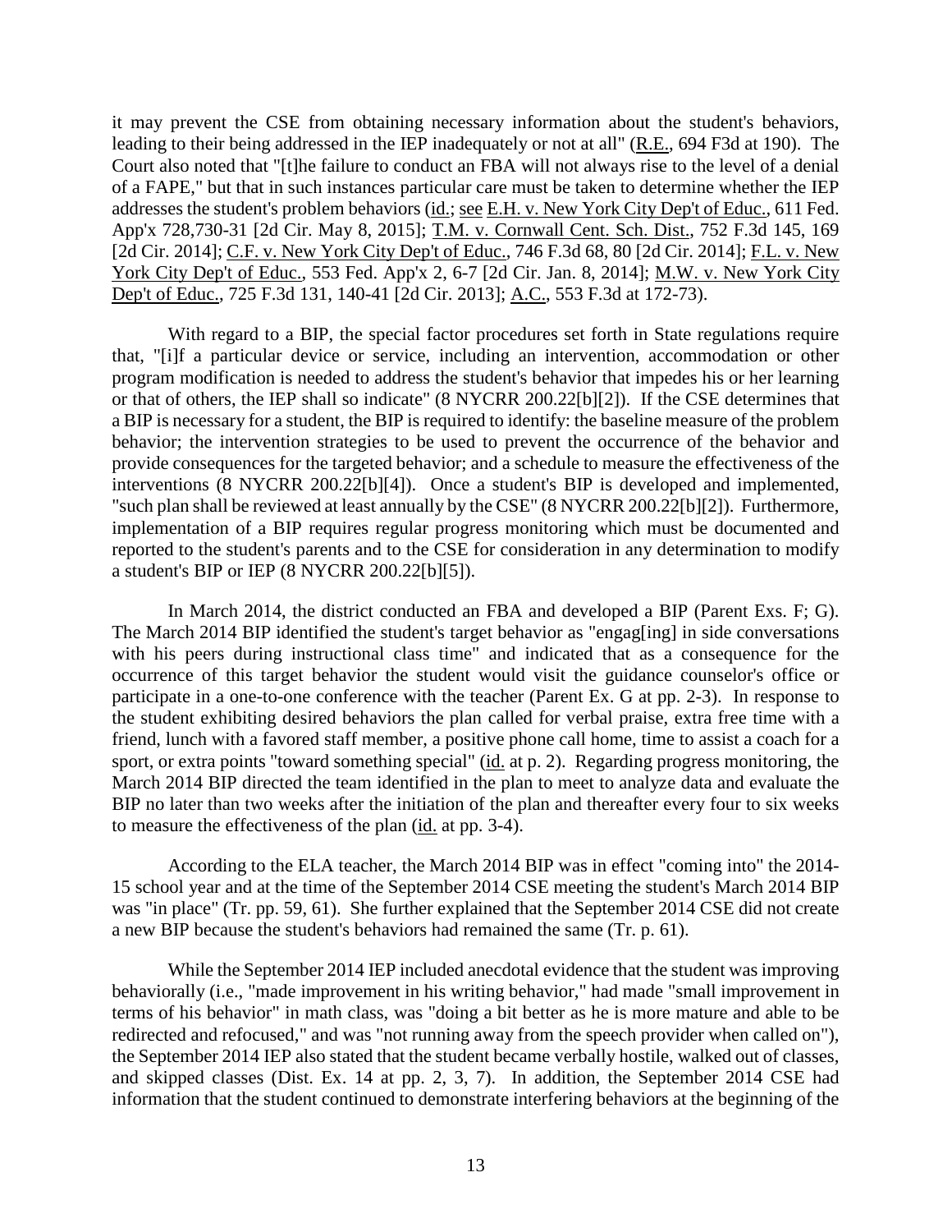it may prevent the CSE from obtaining necessary information about the student's behaviors, leading to their being addressed in the IEP inadequately or not at all" (R.E., 694 F3d at 190). The Court also noted that "[t]he failure to conduct an FBA will not always rise to the level of a denial of a FAPE," but that in such instances particular care must be taken to determine whether the IEP addresses the student's problem behaviors (id.; see E.H. v. New York City Dep't of Educ., 611 Fed. App'x 728,730-31 [2d Cir. May 8, 2015]; T.M. v. Cornwall Cent. Sch. Dist., 752 F.3d 145, 169 [2d Cir. 2014]; C.F. v. New York City Dep't of Educ., 746 F.3d 68, 80 [2d Cir. 2014]; F.L. v. New York City Dep't of Educ., 553 Fed. App'x 2, 6-7 [2d Cir. Jan. 8, 2014]; M.W. v. New York City Dep't of Educ., 725 F.3d 131, 140-41 [2d Cir. 2013]; A.C., 553 F.3d at 172-73).

With regard to a BIP, the special factor procedures set forth in State regulations require that, "[i]f a particular device or service, including an intervention, accommodation or other program modification is needed to address the student's behavior that impedes his or her learning or that of others, the IEP shall so indicate" (8 NYCRR 200.22[b][2]). If the CSE determines that a BIP is necessary for a student, the BIP is required to identify: the baseline measure of the problem behavior; the intervention strategies to be used to prevent the occurrence of the behavior and provide consequences for the targeted behavior; and a schedule to measure the effectiveness of the interventions (8 NYCRR 200.22[b][4]). Once a student's BIP is developed and implemented, "such plan shall be reviewed at least annually by the CSE" (8 NYCRR 200.22[b][2]). Furthermore, implementation of a BIP requires regular progress monitoring which must be documented and reported to the student's parents and to the CSE for consideration in any determination to modify a student's BIP or IEP (8 NYCRR 200.22[b][5]).

In March 2014, the district conducted an FBA and developed a BIP (Parent Exs. F; G). The March 2014 BIP identified the student's target behavior as "engag[ing] in side conversations with his peers during instructional class time" and indicated that as a consequence for the occurrence of this target behavior the student would visit the guidance counselor's office or participate in a one-to-one conference with the teacher (Parent Ex. G at pp. 2-3). In response to the student exhibiting desired behaviors the plan called for verbal praise, extra free time with a friend, lunch with a favored staff member, a positive phone call home, time to assist a coach for a sport, or extra points "toward something special" (id. at p. 2). Regarding progress monitoring, the March 2014 BIP directed the team identified in the plan to meet to analyze data and evaluate the BIP no later than two weeks after the initiation of the plan and thereafter every four to six weeks to measure the effectiveness of the plan (id. at pp. 3-4).

According to the ELA teacher, the March 2014 BIP was in effect "coming into" the 2014-15 school year and at the time of the September 2014 CSE meeting the student's March 2014 BIP was "in place" (Tr. pp. 59, 61). She further explained that the September 2014 CSE did not create a new BIP because the student's behaviors had remained the same (Tr. p. 61).

While the September 2014 IEP included anecdotal evidence that the student was improving behaviorally (i.e., "made improvement in his writing behavior," had made "small improvement in terms of his behavior" in math class, was "doing a bit better as he is more mature and able to be redirected and refocused," and was "not running away from the speech provider when called on"), the September 2014 IEP also stated that the student became verbally hostile, walked out of classes, and skipped classes (Dist. Ex. 14 at pp. 2, 3, 7). In addition, the September 2014 CSE had information that the student continued to demonstrate interfering behaviors at the beginning of the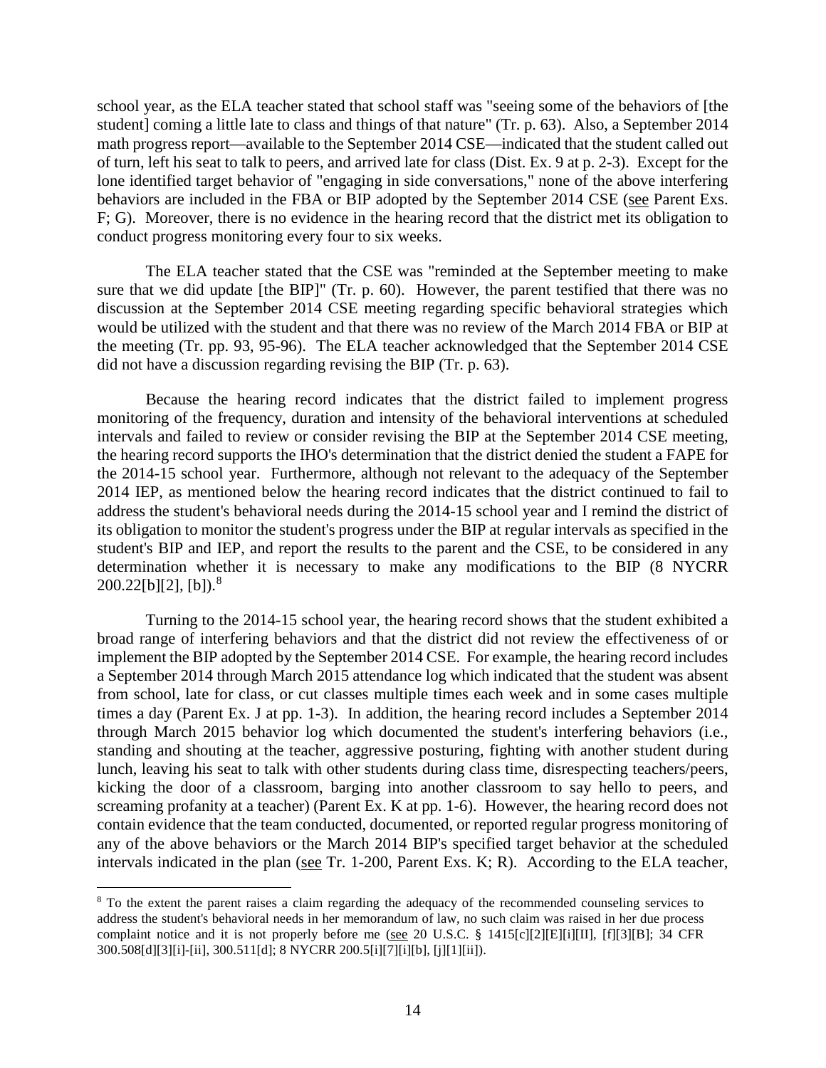school year, as the ELA teacher stated that school staff was "seeing some of the behaviors of [the student] coming a little late to class and things of that nature" (Tr. p. 63). Also, a September 2014 math progress report—available to the September 2014 CSE—indicated that the student called out of turn, left his seat to talk to peers, and arrived late for class (Dist. Ex. 9 at p. 2-3). Except for the lone identified target behavior of "engaging in side conversations," none of the above interfering behaviors are included in the FBA or BIP adopted by the September 2014 CSE (see Parent Exs. F; G). Moreover, there is no evidence in the hearing record that the district met its obligation to conduct progress monitoring every four to six weeks.

The ELA teacher stated that the CSE was "reminded at the September meeting to make sure that we did update [the BIP]" (Tr. p. 60). However, the parent testified that there was no discussion at the September 2014 CSE meeting regarding specific behavioral strategies which would be utilized with the student and that there was no review of the March 2014 FBA or BIP at the meeting (Tr. pp. 93, 95-96). The ELA teacher acknowledged that the September 2014 CSE did not have a discussion regarding revising the BIP (Tr. p. 63).

Because the hearing record indicates that the district failed to implement progress monitoring of the frequency, duration and intensity of the behavioral interventions at scheduled intervals and failed to review or consider revising the BIP at the September 2014 CSE meeting, the hearing record supports the IHO's determination that the district denied the student a FAPE for the 2014-15 school year. Furthermore, although not relevant to the adequacy of the September 2014 IEP, as mentioned below the hearing record indicates that the district continued to fail to address the student's behavioral needs during the 2014-15 school year and I remind the district of its obligation to monitor the student's progress under the BIP at regular intervals as specified in the student's BIP and IEP, and report the results to the parent and the CSE, to be considered in any determination whether it is necessary to make any modifications to the BIP (8 NYCRR 200.22[b][2], [b]).[8]

Turning to the 2014-15 school year, the hearing record shows that the student exhibited a broad range of interfering behaviors and that the district did not review the effectiveness of or implement the BIP adopted by the September 2014 CSE. For example, the hearing record includes a September 2014 through March 2015 attendance log which indicated that the student was absent from school, late for class, or cut classes multiple times each week and in some cases multiple times a day (Parent Ex. J at pp. 1-3). In addition, the hearing record includes a September 2014 through March 2015 behavior log which documented the student's interfering behaviors (i.e., standing and shouting at the teacher, aggressive posturing, fighting with another student during lunch, leaving his seat to talk with other students during class time, disrespecting teachers/peers, kicking the door of a classroom, barging into another classroom to say hello to peers, and screaming profanity at a teacher) (Parent Ex. K at pp. 1-6). However, the hearing record does not contain evidence that the team conducted, documented, or reported regular progress monitoring of any of the above behaviors or the March 2014 BIP's specified target behavior at the scheduled intervals indicated in the plan (see Tr. 1-200, Parent Exs. K; R). According to the ELA teacher,

[8] To the extent the parent raises a claim regarding the adequacy of the recommended counseling services to address the student's behavioral needs in her memorandum of law, no such claim was raised in her due process complaint notice and it is not properly before me (see 20 U.S.C. § 1415[c][2][E][i][II], [f][3][B]; 34 CFR 300.508[d][3][i]-[ii], 300.511[d]; 8 NYCRR 200.5[i][7][i][b], [j][1][ii]).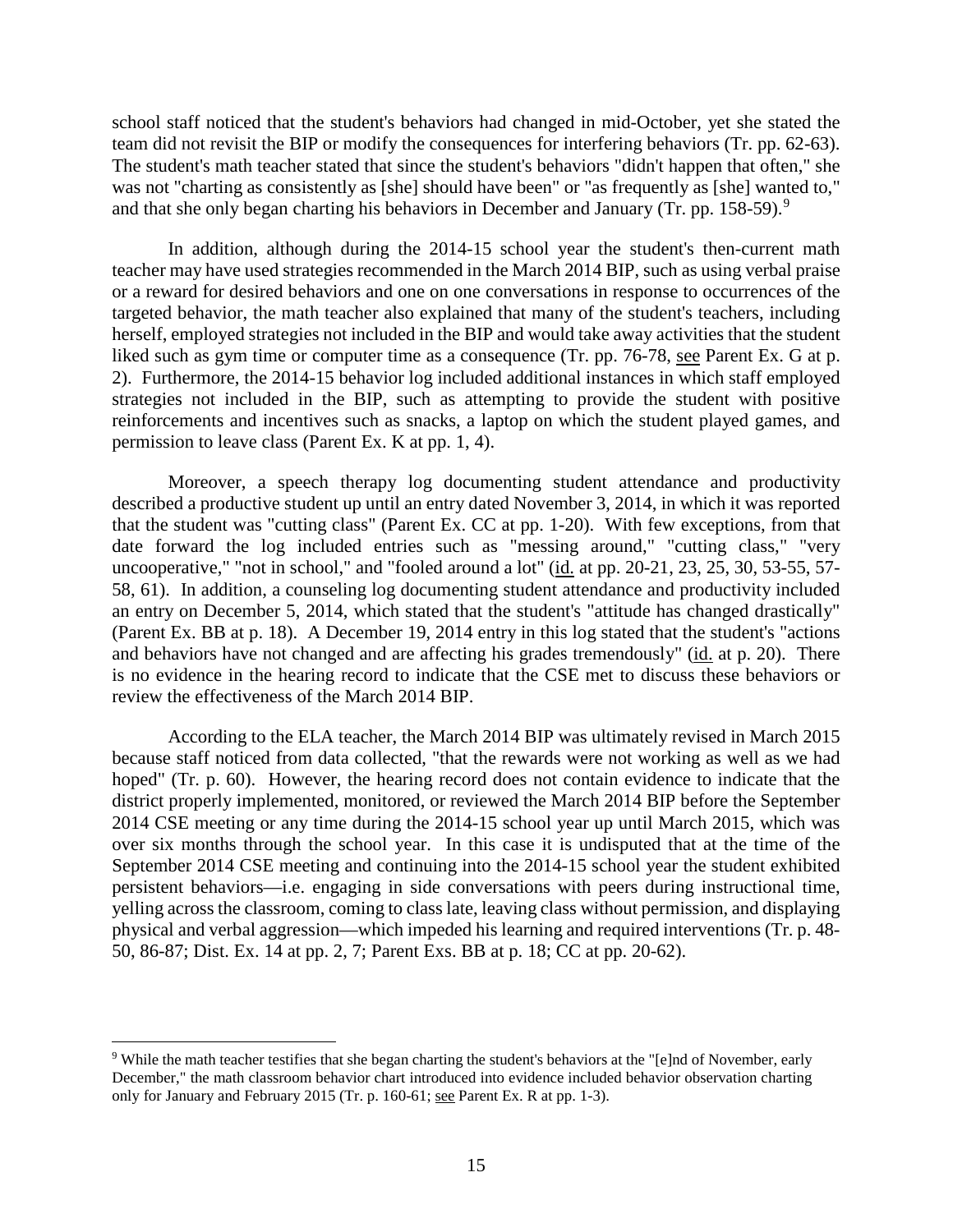school staff noticed that the student's behaviors had changed in mid-October, yet she stated the team did not revisit the BIP or modify the consequences for interfering behaviors (Tr. pp. 62-63). The student's math teacher stated that since the student's behaviors "didn't happen that often," she was not "charting as consistently as [she] should have been" or "as frequently as [she] wanted to," and that she only began charting his behaviors in December and January (Tr. pp. 158-59).[9]

In addition, although during the 2014-15 school year the student's then-current math teacher may have used strategies recommended in the March 2014 BIP, such as using verbal praise or a reward for desired behaviors and one on one conversations in response to occurrences of the targeted behavior, the math teacher also explained that many of the student's teachers, including herself, employed strategies not included in the BIP and would take away activities that the student liked such as gym time or computer time as a consequence (Tr. pp. 76-78, see Parent Ex. G at p. 2). Furthermore, the 2014-15 behavior log included additional instances in which staff employed strategies not included in the BIP, such as attempting to provide the student with positive reinforcements and incentives such as snacks, a laptop on which the student played games, and permission to leave class (Parent Ex. K at pp. 1, 4).

Moreover, a speech therapy log documenting student attendance and productivity described a productive student up until an entry dated November 3, 2014, in which it was reported that the student was "cutting class" (Parent Ex. CC at pp. 1-20). With few exceptions, from that date forward the log included entries such as "messing around," "cutting class," "very uncooperative," "not in school," and "fooled around a lot" (id. at pp. 20-21, 23, 25, 30, 53-55, 57-58, 61). In addition, a counseling log documenting student attendance and productivity included an entry on December 5, 2014, which stated that the student's "attitude has changed drastically" (Parent Ex. BB at p. 18). A December 19, 2014 entry in this log stated that the student's "actions and behaviors have not changed and are affecting his grades tremendously" (id. at p. 20). There is no evidence in the hearing record to indicate that the CSE met to discuss these behaviors or review the effectiveness of the March 2014 BIP.

According to the ELA teacher, the March 2014 BIP was ultimately revised in March 2015 because staff noticed from data collected, "that the rewards were not working as well as we had hoped" (Tr. p. 60). However, the hearing record does not contain evidence to indicate that the district properly implemented, monitored, or reviewed the March 2014 BIP before the September 2014 CSE meeting or any time during the 2014-15 school year up until March 2015, which was over six months through the school year. In this case it is undisputed that at the time of the September 2014 CSE meeting and continuing into the 2014-15 school year the student exhibited persistent behaviors—i.e. engaging in side conversations with peers during instructional time, yelling across the classroom, coming to class late, leaving class without permission, and displaying physical and verbal aggression—which impeded his learning and required interventions (Tr. p. 48-50, 86-87; Dist. Ex. 14 at pp. 2, 7; Parent Exs. BB at p. 18; CC at pp. 20-62).

[9] While the math teacher testifies that she began charting the student's behaviors at the "[e]nd of November, early December," the math classroom behavior chart introduced into evidence included behavior observation charting only for January and February 2015 (Tr. p. 160-61; see Parent Ex. R at pp. 1-3).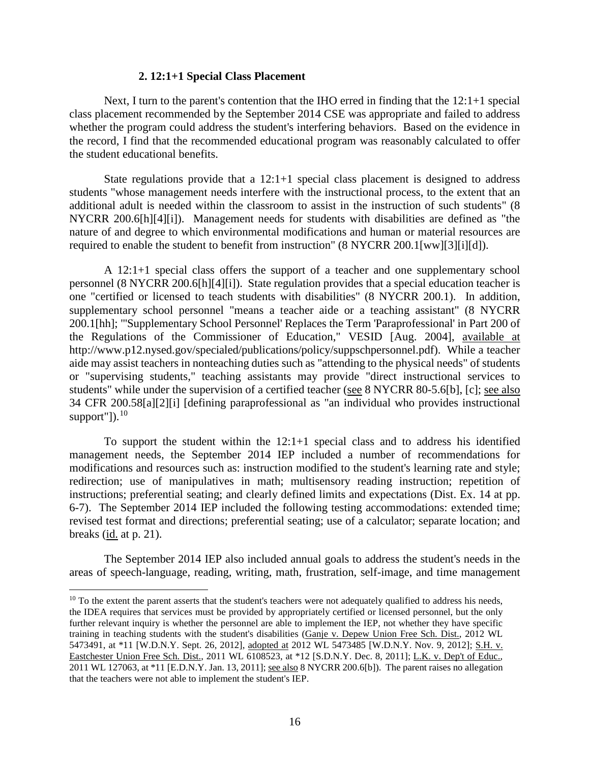**2. 12:1+1 Special Class Placement**

Next, I turn to the parent's contention that the IHO erred in finding that the 12:1+1 special class placement recommended by the September 2014 CSE was appropriate and failed to address whether the program could address the student's interfering behaviors. Based on the evidence in the record, I find that the recommended educational program was reasonably calculated to offer the student educational benefits.

State regulations provide that a 12:1+1 special class placement is designed to address students "whose management needs interfere with the instructional process, to the extent that an additional adult is needed within the classroom to assist in the instruction of such students" (8 NYCRR 200.6[h][4][i]). Management needs for students with disabilities are defined as "the nature of and degree to which environmental modifications and human or material resources are required to enable the student to benefit from instruction" (8 NYCRR 200.1[ww][3][i][d]).

A 12:1+1 special class offers the support of a teacher and one supplementary school personnel (8 NYCRR 200.6[h][4][i]). State regulation provides that a special education teacher is one "certified or licensed to teach students with disabilities" (8 NYCRR 200.1). In addition, supplementary school personnel "means a teacher aide or a teaching assistant" (8 NYCRR 200.1[hh]; "'Supplementary School Personnel' Replaces the Term 'Paraprofessional' in Part 200 of the Regulations of the Commissioner of Education," VESID [Aug. 2004], available at http://www.p12.nysed.gov/specialed/publications/policy/suppschpersonnel.pdf). While a teacher aide may assist teachers in nonteaching duties such as "attending to the physical needs" of students or "supervising students," teaching assistants may provide "direct instructional services to students" while under the supervision of a certified teacher (see 8 NYCRR 80-5.6[b], [c]; see also 34 CFR 200.58[a][2][i] [defining paraprofessional as "an individual who provides instructional support"]).[10]

To support the student within the 12:1+1 special class and to address his identified management needs, the September 2014 IEP included a number of recommendations for modifications and resources such as: instruction modified to the student's learning rate and style; redirection; use of manipulatives in math; multisensory reading instruction; repetition of instructions; preferential seating; and clearly defined limits and expectations (Dist. Ex. 14 at pp. 6-7). The September 2014 IEP included the following testing accommodations: extended time; revised test format and directions; preferential seating; use of a calculator; separate location; and breaks (id. at p. 21).

The September 2014 IEP also included annual goals to address the student's needs in the areas of speech-language, reading, writing, math, frustration, self-image, and time management

---

[10] To the extent the parent asserts that the student's teachers were not adequately qualified to address his needs, the IDEA requires that services must be provided by appropriately certified or licensed personnel, but the only further relevant inquiry is whether the personnel are able to implement the IEP, not whether they have specific training in teaching students with the student's disabilities (Ganje v. Depew Union Free Sch. Dist., 2012 WL 5473491, at *11 [W.D.N.Y. Sept. 26, 2012], adopted at 2012 WL 5473485 [W.D.N.Y. Nov. 9, 2012]; S.H. v. Eastchester Union Free Sch. Dist., 2011 WL 6108523, at *12 [S.D.N.Y. Dec. 8, 2011]; L.K. v. Dep't of Educ., 2011 WL 127063, at *11 [E.D.N.Y. Jan. 13, 2011]; see also 8 NYCRR 200.6[b]). The parent raises no allegation that the teachers were not able to implement the student's IEP.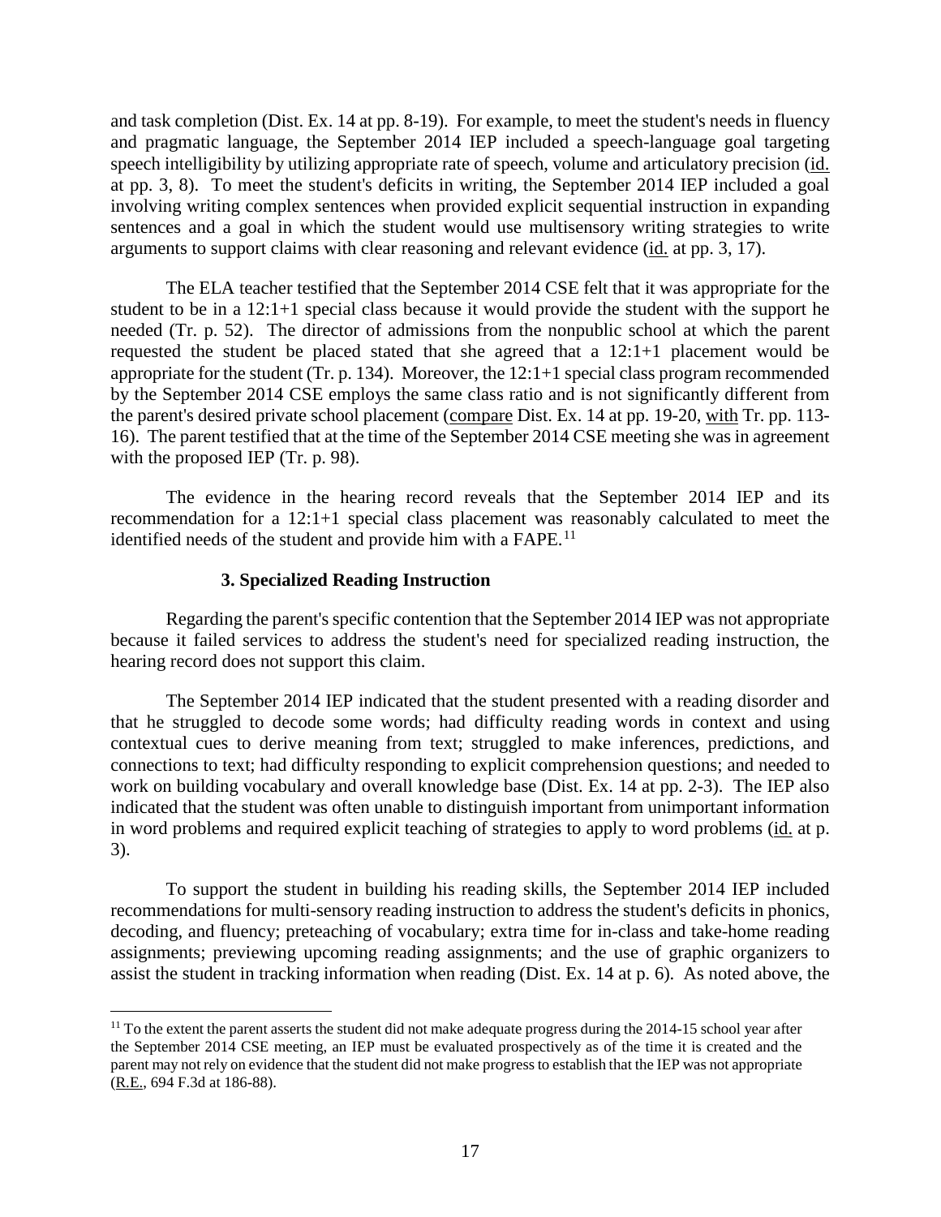and task completion (Dist. Ex. 14 at pp. 8-19). For example, to meet the student's needs in fluency and pragmatic language, the September 2014 IEP included a speech-language goal targeting speech intelligibility by utilizing appropriate rate of speech, volume and articulatory precision (id. at pp. 3, 8). To meet the student's deficits in writing, the September 2014 IEP included a goal involving writing complex sentences when provided explicit sequential instruction in expanding sentences and a goal in which the student would use multisensory writing strategies to write arguments to support claims with clear reasoning and relevant evidence (id. at pp. 3, 17).

The ELA teacher testified that the September 2014 CSE felt that it was appropriate for the student to be in a 12:1+1 special class because it would provide the student with the support he needed (Tr. p. 52). The director of admissions from the nonpublic school at which the parent requested the student be placed stated that she agreed that a 12:1+1 placement would be appropriate for the student (Tr. p. 134). Moreover, the 12:1+1 special class program recommended by the September 2014 CSE employs the same class ratio and is not significantly different from the parent's desired private school placement (compare Dist. Ex. 14 at pp. 19-20, with Tr. pp. 113-16). The parent testified that at the time of the September 2014 CSE meeting she was in agreement with the proposed IEP (Tr. p. 98).

The evidence in the hearing record reveals that the September 2014 IEP and its recommendation for a 12:1+1 special class placement was reasonably calculated to meet the identified needs of the student and provide him with a FAPE.[11]

### 3. Specialized Reading Instruction

Regarding the parent's specific contention that the September 2014 IEP was not appropriate because it failed services to address the student's need for specialized reading instruction, the hearing record does not support this claim.

The September 2014 IEP indicated that the student presented with a reading disorder and that he struggled to decode some words; had difficulty reading words in context and using contextual cues to derive meaning from text; struggled to make inferences, predictions, and connections to text; had difficulty responding to explicit comprehension questions; and needed to work on building vocabulary and overall knowledge base (Dist. Ex. 14 at pp. 2-3). The IEP also indicated that the student was often unable to distinguish important from unimportant information in word problems and required explicit teaching of strategies to apply to word problems (id. at p. 3).

To support the student in building his reading skills, the September 2014 IEP included recommendations for multi-sensory reading instruction to address the student's deficits in phonics, decoding, and fluency; preteaching of vocabulary; extra time for in-class and take-home reading assignments; previewing upcoming reading assignments; and the use of graphic organizers to assist the student in tracking information when reading (Dist. Ex. 14 at p. 6). As noted above, the

[11] To the extent the parent asserts the student did not make adequate progress during the 2014-15 school year after the September 2014 CSE meeting, an IEP must be evaluated prospectively as of the time it is created and the parent may not rely on evidence that the student did not make progress to establish that the IEP was not appropriate (R.E., 694 F.3d at 186-88).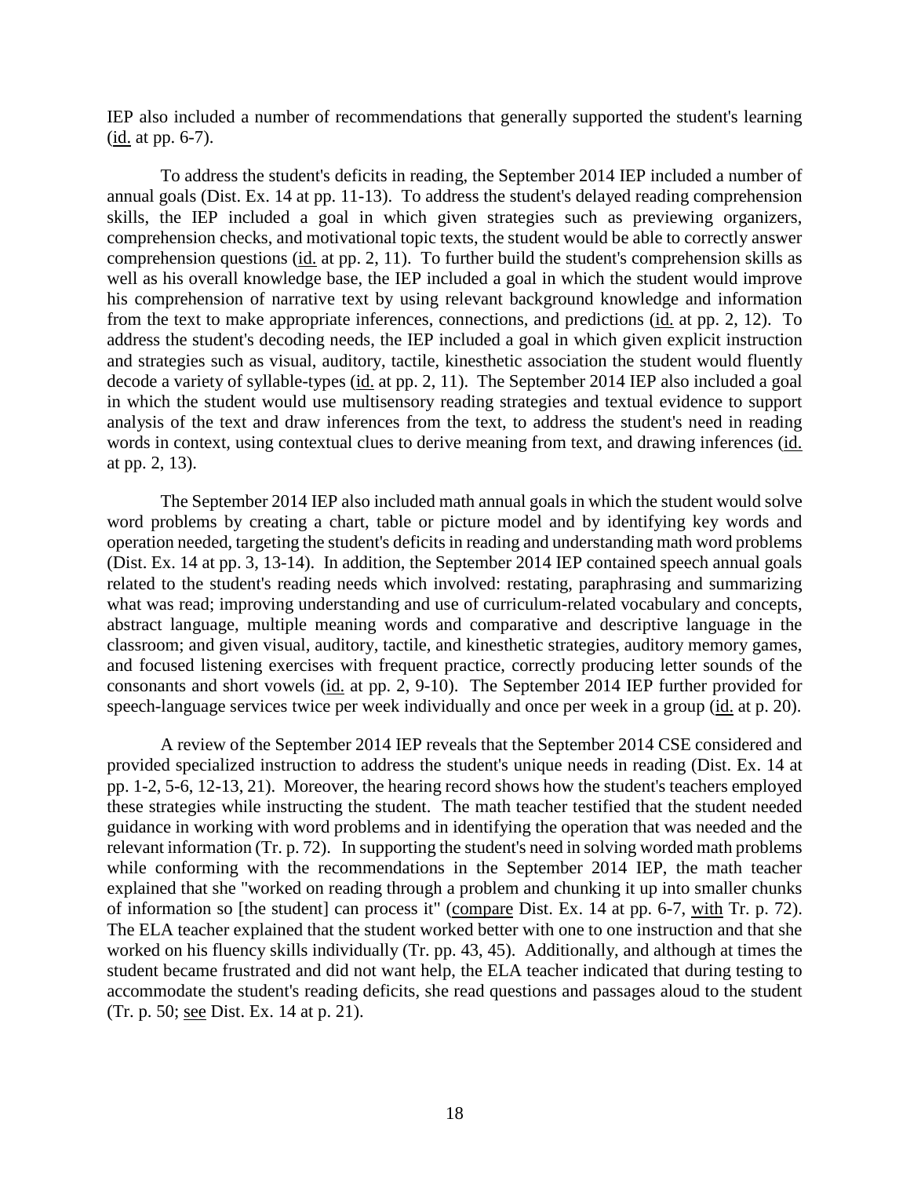IEP also included a number of recommendations that generally supported the student's learning (id. at pp. 6-7).

To address the student's deficits in reading, the September 2014 IEP included a number of annual goals (Dist. Ex. 14 at pp. 11-13). To address the student's delayed reading comprehension skills, the IEP included a goal in which given strategies such as previewing organizers, comprehension checks, and motivational topic texts, the student would be able to correctly answer comprehension questions (id. at pp. 2, 11). To further build the student's comprehension skills as well as his overall knowledge base, the IEP included a goal in which the student would improve his comprehension of narrative text by using relevant background knowledge and information from the text to make appropriate inferences, connections, and predictions (id. at pp. 2, 12). To address the student's decoding needs, the IEP included a goal in which given explicit instruction and strategies such as visual, auditory, tactile, kinesthetic association the student would fluently decode a variety of syllable-types (id. at pp. 2, 11). The September 2014 IEP also included a goal in which the student would use multisensory reading strategies and textual evidence to support analysis of the text and draw inferences from the text, to address the student's need in reading words in context, using contextual clues to derive meaning from text, and drawing inferences (id. at pp. 2, 13).

The September 2014 IEP also included math annual goals in which the student would solve word problems by creating a chart, table or picture model and by identifying key words and operation needed, targeting the student's deficits in reading and understanding math word problems (Dist. Ex. 14 at pp. 3, 13-14). In addition, the September 2014 IEP contained speech annual goals related to the student's reading needs which involved: restating, paraphrasing and summarizing what was read; improving understanding and use of curriculum-related vocabulary and concepts, abstract language, multiple meaning words and comparative and descriptive language in the classroom; and given visual, auditory, tactile, and kinesthetic strategies, auditory memory games, and focused listening exercises with frequent practice, correctly producing letter sounds of the consonants and short vowels (id. at pp. 2, 9-10). The September 2014 IEP further provided for speech-language services twice per week individually and once per week in a group (id. at p. 20).

A review of the September 2014 IEP reveals that the September 2014 CSE considered and provided specialized instruction to address the student's unique needs in reading (Dist. Ex. 14 at pp. 1-2, 5-6, 12-13, 21). Moreover, the hearing record shows how the student's teachers employed these strategies while instructing the student. The math teacher testified that the student needed guidance in working with word problems and in identifying the operation that was needed and the relevant information (Tr. p. 72). In supporting the student's need in solving worded math problems while conforming with the recommendations in the September 2014 IEP, the math teacher explained that she "worked on reading through a problem and chunking it up into smaller chunks of information so [the student] can process it" (compare Dist. Ex. 14 at pp. 6-7, with Tr. p. 72). The ELA teacher explained that the student worked better with one to one instruction and that she worked on his fluency skills individually (Tr. pp. 43, 45). Additionally, and although at times the student became frustrated and did not want help, the ELA teacher indicated that during testing to accommodate the student's reading deficits, she read questions and passages aloud to the student (Tr. p. 50; see Dist. Ex. 14 at p. 21).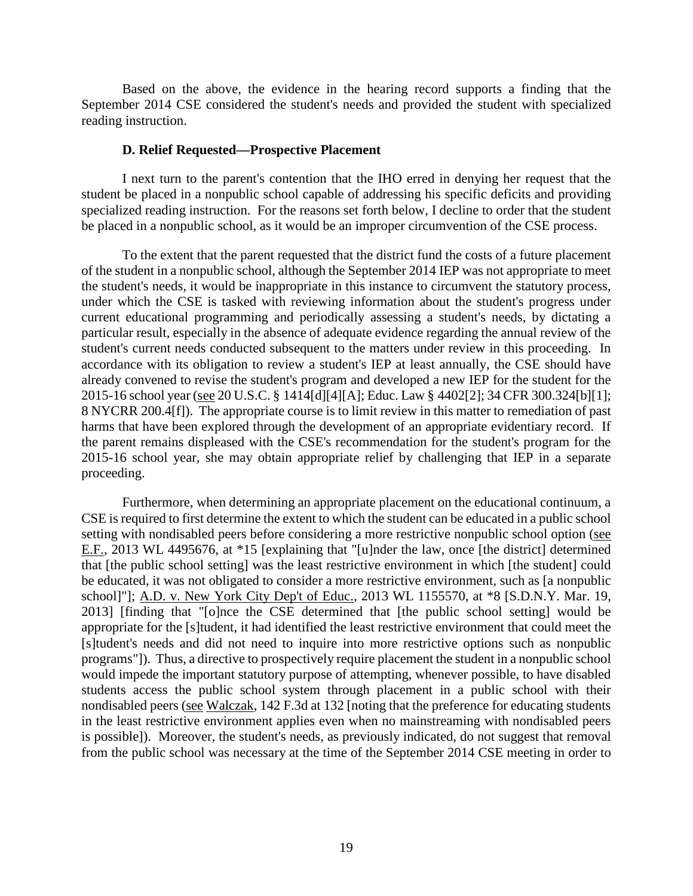Based on the above, the evidence in the hearing record supports a finding that the September 2014 CSE considered the student's needs and provided the student with specialized reading instruction.

### D. Relief Requested—Prospective Placement

I next turn to the parent's contention that the IHO erred in denying her request that the student be placed in a nonpublic school capable of addressing his specific deficits and providing specialized reading instruction. For the reasons set forth below, I decline to order that the student be placed in a nonpublic school, as it would be an improper circumvention of the CSE process.

To the extent that the parent requested that the district fund the costs of a future placement of the student in a nonpublic school, although the September 2014 IEP was not appropriate to meet the student's needs, it would be inappropriate in this instance to circumvent the statutory process, under which the CSE is tasked with reviewing information about the student's progress under current educational programming and periodically assessing a student's needs, by dictating a particular result, especially in the absence of adequate evidence regarding the annual review of the student's current needs conducted subsequent to the matters under review in this proceeding. In accordance with its obligation to review a student's IEP at least annually, the CSE should have already convened to revise the student's program and developed a new IEP for the student for the 2015-16 school year (see 20 U.S.C. § 1414[d][4][A]; Educ. Law § 4402[2]; 34 CFR 300.324[b][1]; 8 NYCRR 200.4[f]). The appropriate course is to limit review in this matter to remediation of past harms that have been explored through the development of an appropriate evidentiary record. If the parent remains displeased with the CSE's recommendation for the student's program for the 2015-16 school year, she may obtain appropriate relief by challenging that IEP in a separate proceeding.

Furthermore, when determining an appropriate placement on the educational continuum, a CSE is required to first determine the extent to which the student can be educated in a public school setting with nondisabled peers before considering a more restrictive nonpublic school option (see E.F., 2013 WL 4495676, at *15 [explaining that "[u]nder the law, once [the district] determined that [the public school setting] was the least restrictive environment in which [the student] could be educated, it was not obligated to consider a more restrictive environment, such as [a nonpublic school]"]; A.D. v. New York City Dep't of Educ., 2013 WL 1155570, at *8 [S.D.N.Y. Mar. 19, 2013] [finding that "[o]nce the CSE determined that [the public school setting] would be appropriate for the [s]tudent, it had identified the least restrictive environment that could meet the [s]tudent's needs and did not need to inquire into more restrictive options such as nonpublic programs"]). Thus, a directive to prospectively require placement the student in a nonpublic school would impede the important statutory purpose of attempting, whenever possible, to have disabled students access the public school system through placement in a public school with their nondisabled peers (see Walczak, 142 F.3d at 132 [noting that the preference for educating students in the least restrictive environment applies even when no mainstreaming with nondisabled peers is possible]). Moreover, the student's needs, as previously indicated, do not suggest that removal from the public school was necessary at the time of the September 2014 CSE meeting in order to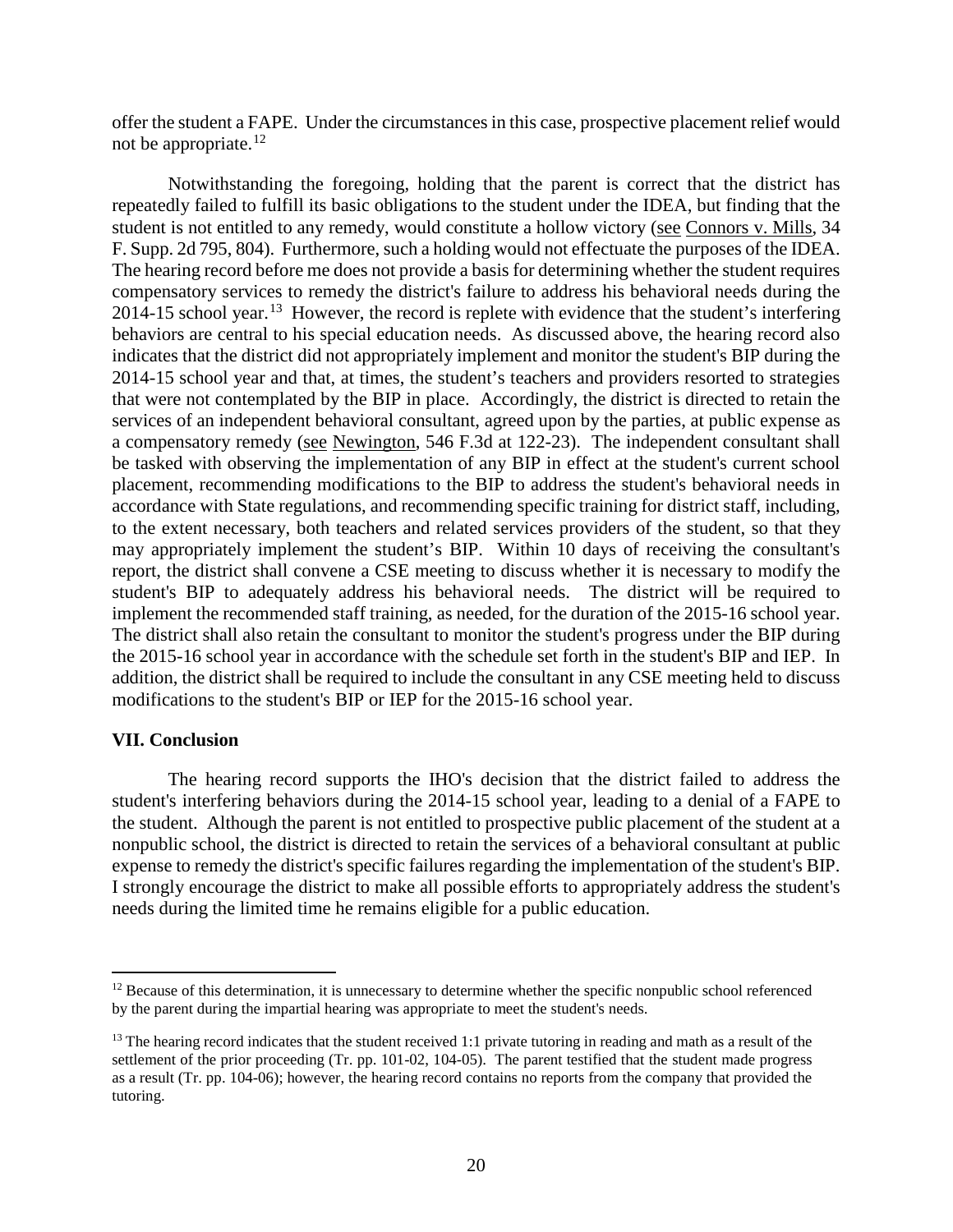offer the student a FAPE. Under the circumstances in this case, prospective placement relief would not be appropriate.[12]

Notwithstanding the foregoing, holding that the parent is correct that the district has repeatedly failed to fulfill its basic obligations to the student under the IDEA, but finding that the student is not entitled to any remedy, would constitute a hollow victory (see Connors v. Mills, 34 F. Supp. 2d 795, 804). Furthermore, such a holding would not effectuate the purposes of the IDEA. The hearing record before me does not provide a basis for determining whether the student requires compensatory services to remedy the district's failure to address his behavioral needs during the 2014-15 school year.[13] However, the record is replete with evidence that the student's interfering behaviors are central to his special education needs. As discussed above, the hearing record also indicates that the district did not appropriately implement and monitor the student's BIP during the 2014-15 school year and that, at times, the student's teachers and providers resorted to strategies that were not contemplated by the BIP in place. Accordingly, the district is directed to retain the services of an independent behavioral consultant, agreed upon by the parties, at public expense as a compensatory remedy (see Newington, 546 F.3d at 122-23). The independent consultant shall be tasked with observing the implementation of any BIP in effect at the student's current school placement, recommending modifications to the BIP to address the student's behavioral needs in accordance with State regulations, and recommending specific training for district staff, including, to the extent necessary, both teachers and related services providers of the student, so that they may appropriately implement the student's BIP. Within 10 days of receiving the consultant's report, the district shall convene a CSE meeting to discuss whether it is necessary to modify the student's BIP to adequately address his behavioral needs. The district will be required to implement the recommended staff training, as needed, for the duration of the 2015-16 school year. The district shall also retain the consultant to monitor the student's progress under the BIP during the 2015-16 school year in accordance with the schedule set forth in the student's BIP and IEP. In addition, the district shall be required to include the consultant in any CSE meeting held to discuss modifications to the student's BIP or IEP for the 2015-16 school year.

## VII. Conclusion

The hearing record supports the IHO's decision that the district failed to address the student's interfering behaviors during the 2014-15 school year, leading to a denial of a FAPE to the student. Although the parent is not entitled to prospective public placement of the student at a nonpublic school, the district is directed to retain the services of a behavioral consultant at public expense to remedy the district's specific failures regarding the implementation of the student's BIP. I strongly encourage the district to make all possible efforts to appropriately address the student's needs during the limited time he remains eligible for a public education.

---

[12] Because of this determination, it is unnecessary to determine whether the specific nonpublic school referenced by the parent during the impartial hearing was appropriate to meet the student's needs.

[13] The hearing record indicates that the student received 1:1 private tutoring in reading and math as a result of the settlement of the prior proceeding (Tr. pp. 101-02, 104-05). The parent testified that the student made progress as a result (Tr. pp. 104-06); however, the hearing record contains no reports from the company that provided the tutoring.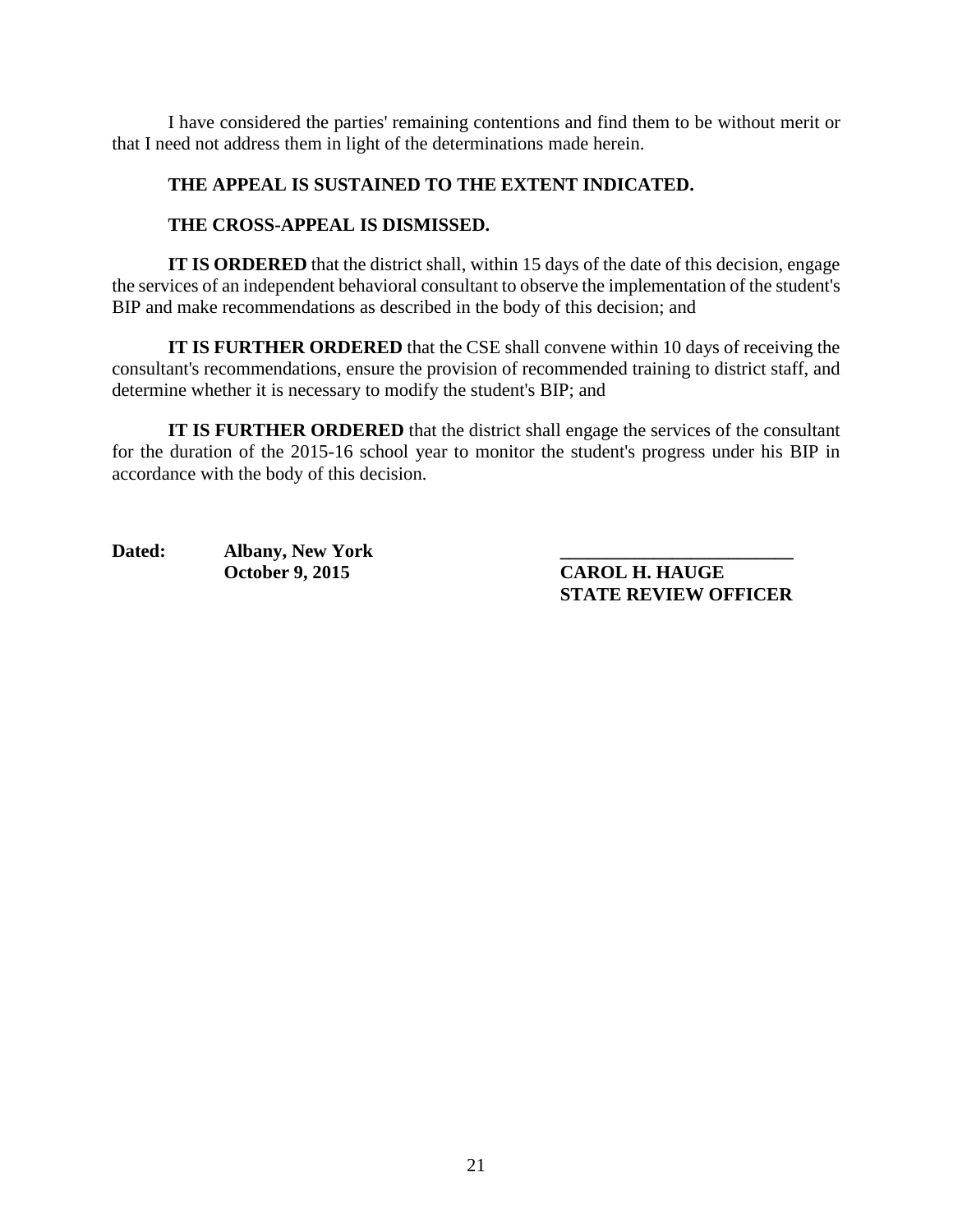I have considered the parties' remaining contentions and find them to be without merit or that I need not address them in light of the determinations made herein.

**THE APPEAL IS SUSTAINED TO THE EXTENT INDICATED.**

**THE CROSS-APPEAL IS DISMISSED.**

**IT IS ORDERED** that the district shall, within 15 days of the date of this decision, engage the services of an independent behavioral consultant to observe the implementation of the student's BIP and make recommendations as described in the body of this decision; and

**IT IS FURTHER ORDERED** that the CSE shall convene within 10 days of receiving the consultant's recommendations, ensure the provision of recommended training to district staff, and determine whether it is necessary to modify the student's BIP; and

**IT IS FURTHER ORDERED** that the district shall engage the services of the consultant for the duration of the 2015-16 school year to monitor the student's progress under his BIP in accordance with the body of this decision.

**Dated:** **Albany, New York**
**October 9, 2015**

_________________________
**CAROL H. HAUGE**
**STATE REVIEW OFFICER**